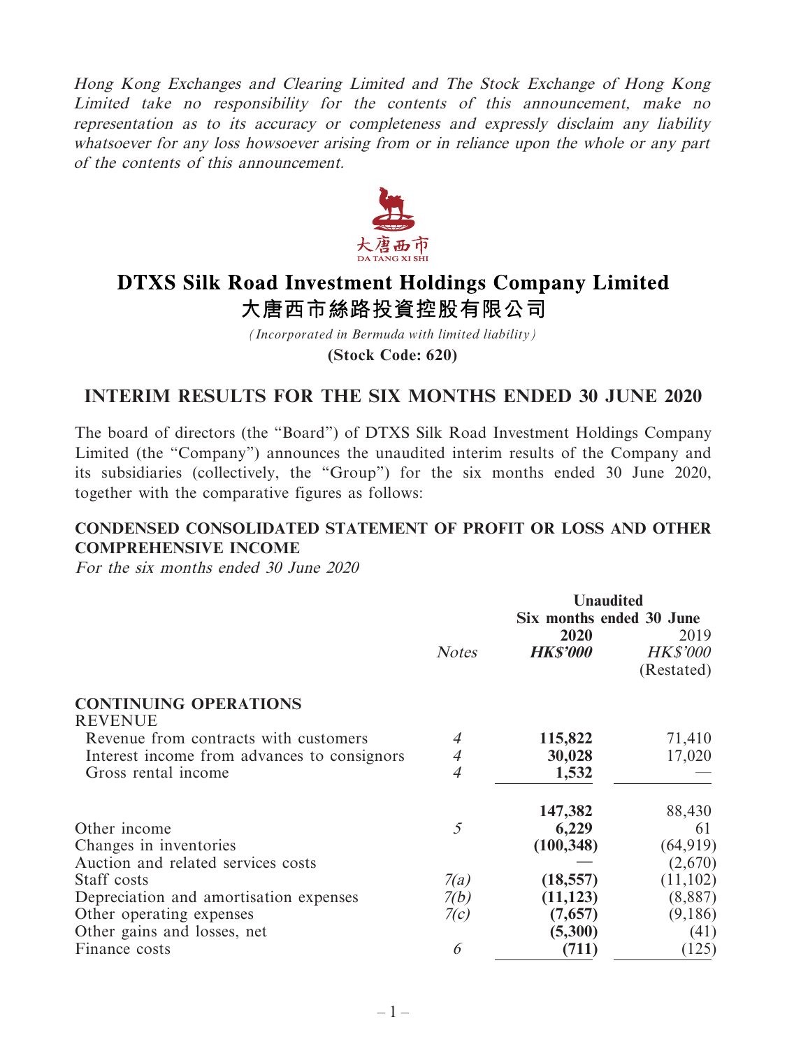*Hong Kong Exchanges and Clearing Limited and The Stock Exchange of Hong Kong Limited take no responsibility for the contents of this announcement, make no representation as to its accuracy or completeness and expressly disclaim any liability whatsoever for any loss howsoever arising from or in reliance upon the whole or any part of the contents of this announcement.*

大唐西市
DA TANG XI SHI

# DTXS Silk Road Investment Holdings Company Limited
# 大唐西市絲路投資控股有限公司

*(Incorporated in Bermuda with limited liability)*

**(Stock Code: 620)**

## INTERIM RESULTS FOR THE SIX MONTHS ENDED 30 JUNE 2020

The board of directors (the "Board") of DTXS Silk Road Investment Holdings Company Limited (the "Company") announces the unaudited interim results of the Company and its subsidiaries (collectively, the "Group") for the six months ended 30 June 2020, together with the comparative figures as follows:

### CONDENSED CONSOLIDATED STATEMENT OF PROFIT OR LOSS AND OTHER COMPREHENSIVE INCOME

*For the six months ended 30 June 2020*

| | | Unaudited | |
|---|---|---|---|
| | | Six months ended 30 June | |
| | *Notes* | **2020** | 2019 |
| | | ***HK$'000*** | *HK$'000* |
| | | | (Restated) |
| **CONTINUING OPERATIONS** | | | |
| REVENUE | | | |
| Revenue from contracts with customers | *4* | **115,822** | 71,410 |
| Interest income from advances to consignors | *4* | **30,028** | 17,020 |
| Gross rental income | *4* | **1,532** | — |
| | | **147,382** | 88,430 |
| Other income | *5* | **6,229** | 61 |
| Changes in inventories | | **(100,348)** | (64,919) |
| Auction and related services costs | | **—** | (2,670) |
| Staff costs | *7(a)* | **(18,557)** | (11,102) |
| Depreciation and amortisation expenses | *7(b)* | **(11,123)** | (8,887) |
| Other operating expenses | *7(c)* | **(7,657)** | (9,186) |
| Other gains and losses, net | | **(5,300)** | (41) |
| Finance costs | *6* | **(711)** | (125) |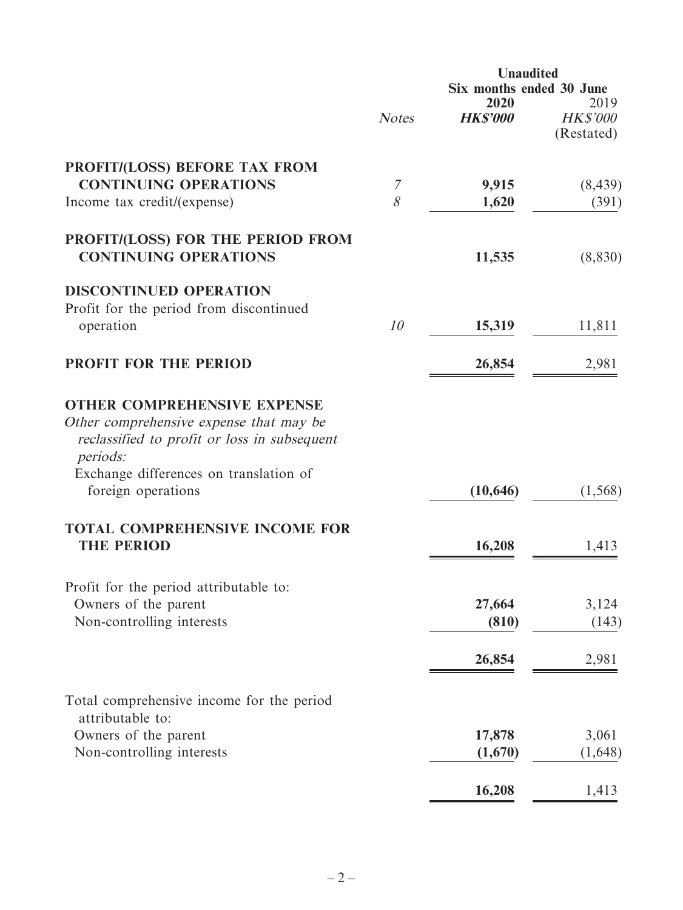| | Notes | Unaudited Six months ended 30 June 2020 HK$'000 | 2019 HK$'000 (Restated) |
|---|---|---|---|
| **PROFIT/(LOSS) BEFORE TAX FROM CONTINUING OPERATIONS** | 7 | **9,915** | (8,439) |
| Income tax credit/(expense) | 8 | **1,620** | (391) |
| **PROFIT/(LOSS) FOR THE PERIOD FROM CONTINUING OPERATIONS** | | **11,535** | (8,830) |
| **DISCONTINUED OPERATION** | | | |
| Profit for the period from discontinued operation | 10 | **15,319** | 11,811 |
| **PROFIT FOR THE PERIOD** | | **26,854** | 2,981 |
| **OTHER COMPREHENSIVE EXPENSE** | | | |
| *Other comprehensive expense that may be reclassified to profit or loss in subsequent periods:* | | | |
| Exchange differences on translation of foreign operations | | **(10,646)** | (1,568) |
| **TOTAL COMPREHENSIVE INCOME FOR THE PERIOD** | | **16,208** | 1,413 |
| Profit for the period attributable to: | | | |
| Owners of the parent | | **27,664** | 3,124 |
| Non-controlling interests | | **(810)** | (143) |
| | | **26,854** | 2,981 |
| Total comprehensive income for the period attributable to: | | | |
| Owners of the parent | | **17,878** | 3,061 |
| Non-controlling interests | | **(1,670)** | (1,648) |
| | | **16,208** | 1,413 |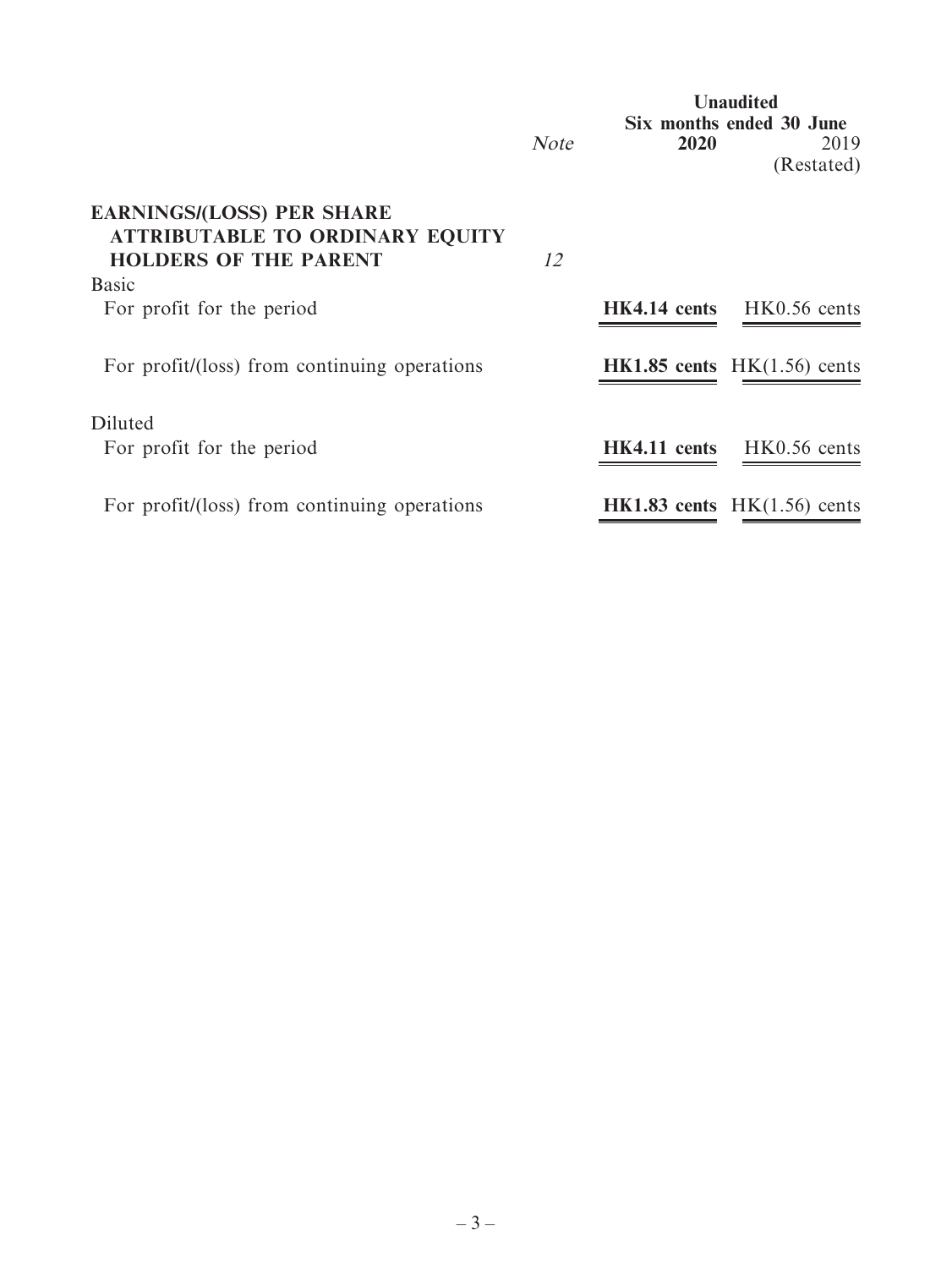| | Note | Unaudited Six months ended 30 June 2020 | 2019 (Restated) |
|---|---|---|---|
| **EARNINGS/(LOSS) PER SHARE ATTRIBUTABLE TO ORDINARY EQUITY HOLDERS OF THE PARENT** | *12* | | |
| Basic | | | |
| For profit for the period | | **HK4.14 cents** | HK0.56 cents |
| For profit/(loss) from continuing operations | | **HK1.85 cents** | HK(1.56) cents |
| Diluted | | | |
| For profit for the period | | **HK4.11 cents** | HK0.56 cents |
| For profit/(loss) from continuing operations | | **HK1.83 cents** | HK(1.56) cents |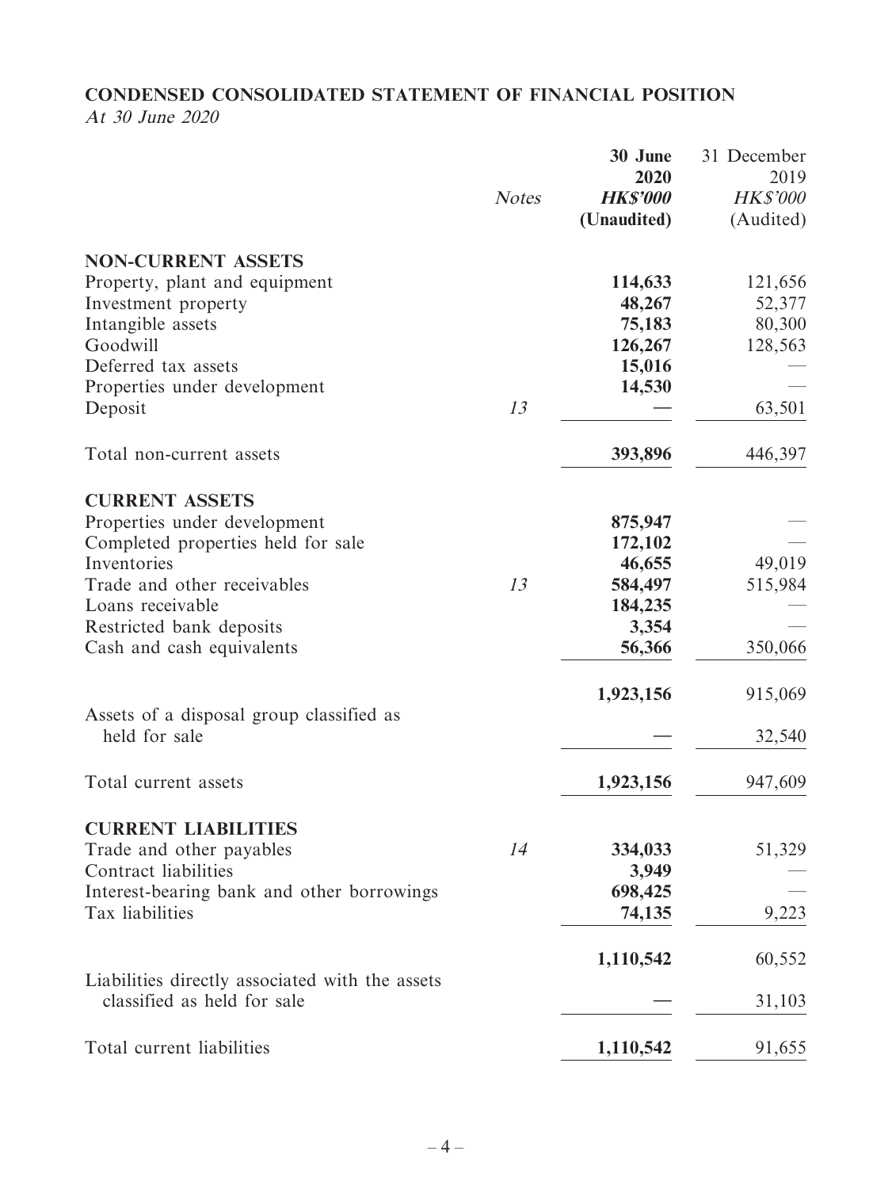**CONDENSED CONSOLIDATED STATEMENT OF FINANCIAL POSITION**

*At 30 June 2020*

| | Notes | 30 June 2020 HK$'000 (Unaudited) | 31 December 2019 HK$'000 (Audited) |
|---|---|---|---|
| **NON-CURRENT ASSETS** | | | |
| Property, plant and equipment | | **114,633** | 121,656 |
| Investment property | | **48,267** | 52,377 |
| Intangible assets | | **75,183** | 80,300 |
| Goodwill | | **126,267** | 128,563 |
| Deferred tax assets | | **15,016** | — |
| Properties under development | | **14,530** | — |
| Deposit | *13* | **—** | 63,501 |
| Total non-current assets | | **393,896** | 446,397 |
| **CURRENT ASSETS** | | | |
| Properties under development | | **875,947** | — |
| Completed properties held for sale | | **172,102** | — |
| Inventories | | **46,655** | 49,019 |
| Trade and other receivables | *13* | **584,497** | 515,984 |
| Loans receivable | | **184,235** | — |
| Restricted bank deposits | | **3,354** | — |
| Cash and cash equivalents | | **56,366** | 350,066 |
| | | **1,923,156** | 915,069 |
| Assets of a disposal group classified as held for sale | | **—** | 32,540 |
| Total current assets | | **1,923,156** | 947,609 |
| **CURRENT LIABILITIES** | | | |
| Trade and other payables | *14* | **334,033** | 51,329 |
| Contract liabilities | | **3,949** | — |
| Interest-bearing bank and other borrowings | | **698,425** | — |
| Tax liabilities | | **74,135** | 9,223 |
| | | **1,110,542** | 60,552 |
| Liabilities directly associated with the assets classified as held for sale | | **—** | 31,103 |
| Total current liabilities | | **1,110,542** | 91,655 |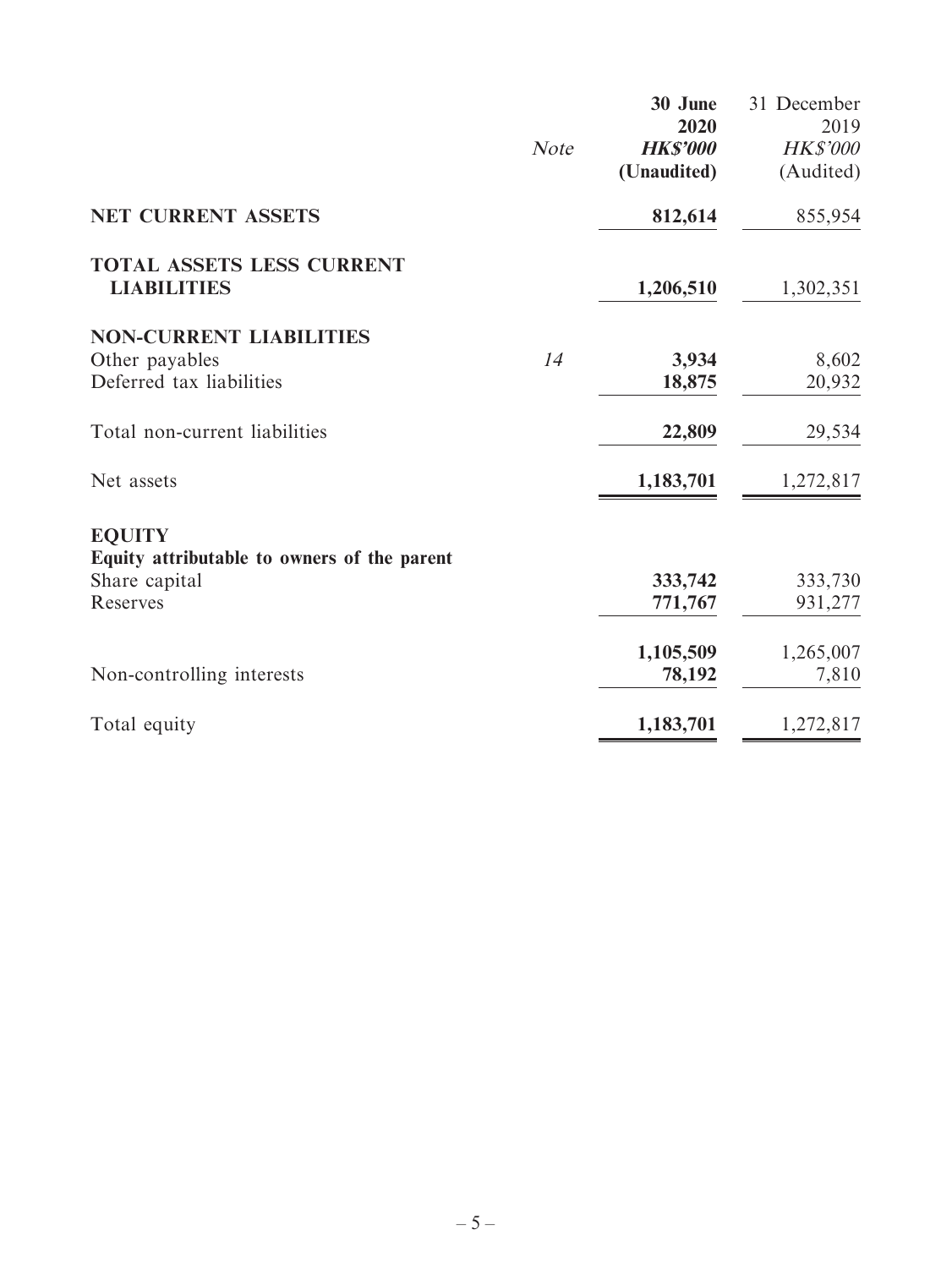| | Note | 30 June 2020 HK$'000 (Unaudited) | 31 December 2019 HK$'000 (Audited) |
|---|---|---|---|
| **NET CURRENT ASSETS** | | **812,614** | 855,954 |
| **TOTAL ASSETS LESS CURRENT LIABILITIES** | | **1,206,510** | 1,302,351 |
| **NON-CURRENT LIABILITIES** | | | |
| Other payables | 14 | **3,934** | 8,602 |
| Deferred tax liabilities | | **18,875** | 20,932 |
| Total non-current liabilities | | **22,809** | 29,534 |
| Net assets | | **1,183,701** | 1,272,817 |
| **EQUITY** | | | |
| **Equity attributable to owners of the parent** | | | |
| Share capital | | **333,742** | 333,730 |
| Reserves | | **771,767** | 931,277 |
| | | **1,105,509** | 1,265,007 |
| Non-controlling interests | | **78,192** | 7,810 |
| Total equity | | **1,183,701** | 1,272,817 |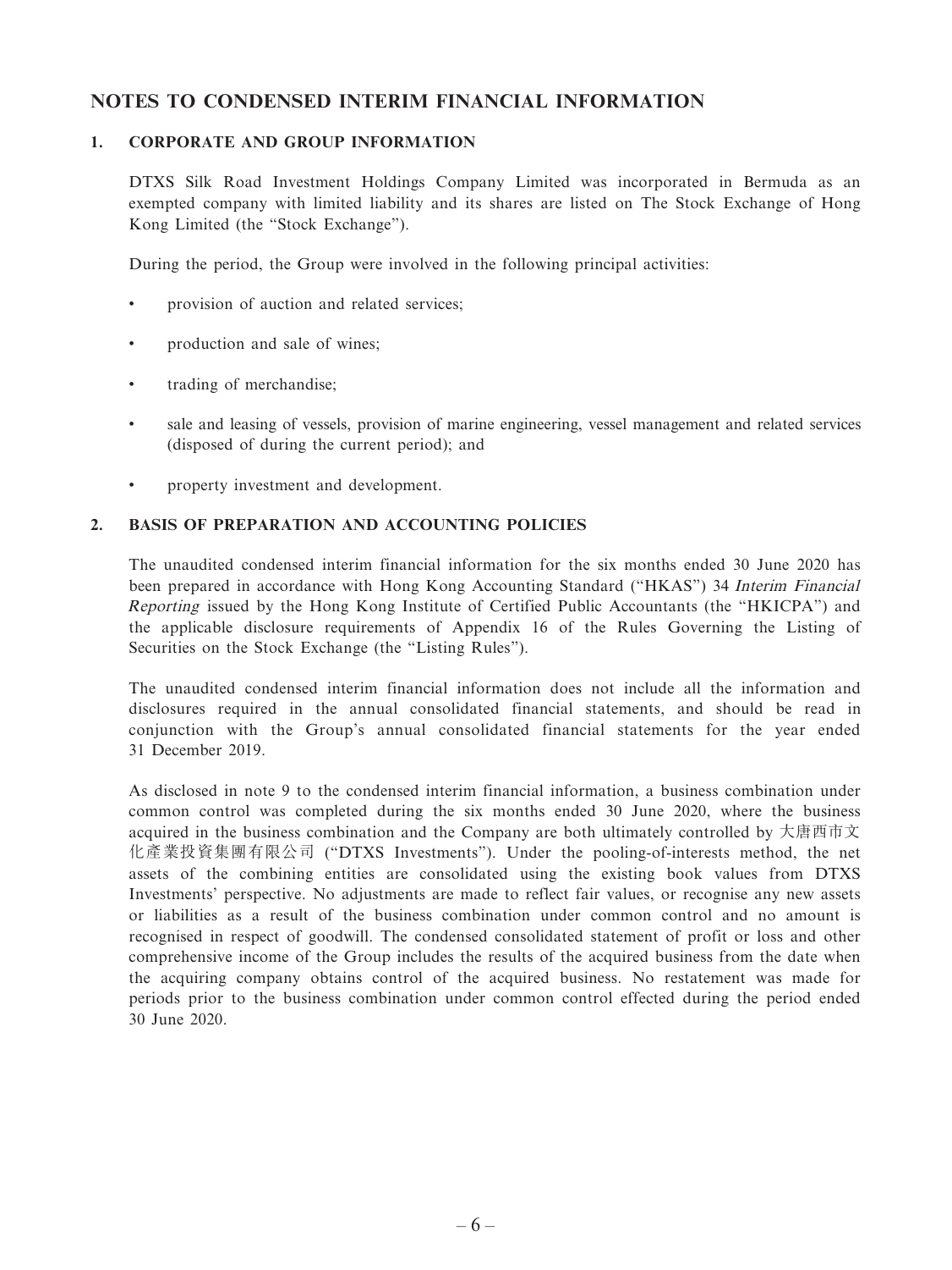# NOTES TO CONDENSED INTERIM FINANCIAL INFORMATION

## 1. CORPORATE AND GROUP INFORMATION

DTXS Silk Road Investment Holdings Company Limited was incorporated in Bermuda as an exempted company with limited liability and its shares are listed on The Stock Exchange of Hong Kong Limited (the "Stock Exchange").

During the period, the Group were involved in the following principal activities:

- provision of auction and related services;
- production and sale of wines;
- trading of merchandise;
- sale and leasing of vessels, provision of marine engineering, vessel management and related services (disposed of during the current period); and
- property investment and development.

## 2. BASIS OF PREPARATION AND ACCOUNTING POLICIES

The unaudited condensed interim financial information for the six months ended 30 June 2020 has been prepared in accordance with Hong Kong Accounting Standard ("HKAS") 34 *Interim Financial Reporting* issued by the Hong Kong Institute of Certified Public Accountants (the "HKICPA") and the applicable disclosure requirements of Appendix 16 of the Rules Governing the Listing of Securities on the Stock Exchange (the "Listing Rules").

The unaudited condensed interim financial information does not include all the information and disclosures required in the annual consolidated financial statements, and should be read in conjunction with the Group's annual consolidated financial statements for the year ended 31 December 2019.

As disclosed in note 9 to the condensed interim financial information, a business combination under common control was completed during the six months ended 30 June 2020, where the business acquired in the business combination and the Company are both ultimately controlled by 大唐西市文化產業投資集團有限公司 ("DTXS Investments"). Under the pooling-of-interests method, the net assets of the combining entities are consolidated using the existing book values from DTXS Investments' perspective. No adjustments are made to reflect fair values, or recognise any new assets or liabilities as a result of the business combination under common control and no amount is recognised in respect of goodwill. The condensed consolidated statement of profit or loss and other comprehensive income of the Group includes the results of the acquired business from the date when the acquiring company obtains control of the acquired business. No restatement was made for periods prior to the business combination under common control effected during the period ended 30 June 2020.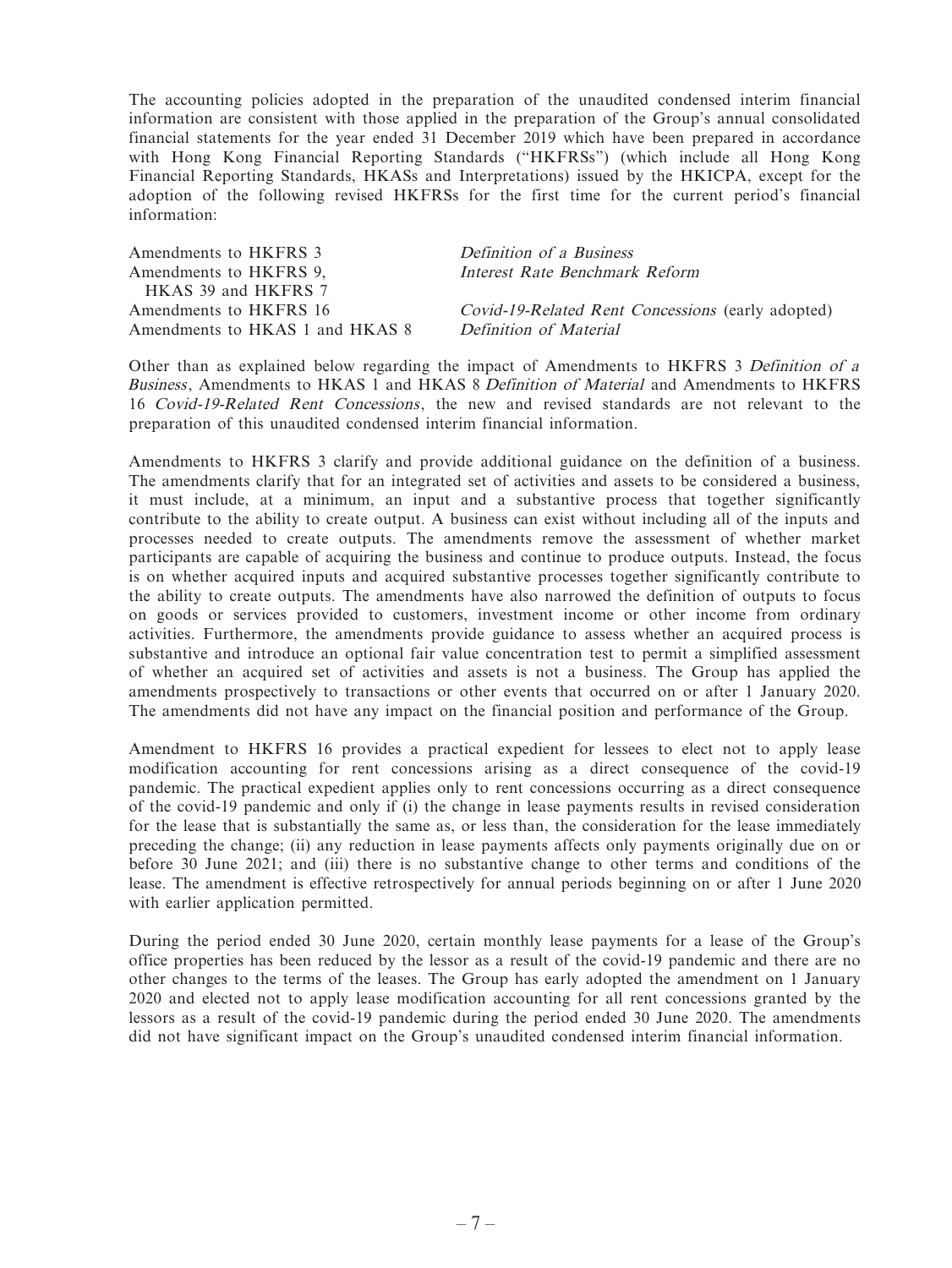The accounting policies adopted in the preparation of the unaudited condensed interim financial information are consistent with those applied in the preparation of the Group's annual consolidated financial statements for the year ended 31 December 2019 which have been prepared in accordance with Hong Kong Financial Reporting Standards ("HKFRSs") (which include all Hong Kong Financial Reporting Standards, HKASs and Interpretations) issued by the HKICPA, except for the adoption of the following revised HKFRSs for the first time for the current period's financial information:

| | |
|---|---|
| Amendments to HKFRS 3 | *Definition of a Business* |
| Amendments to HKFRS 9, HKAS 39 and HKFRS 7 | *Interest Rate Benchmark Reform* |
| Amendments to HKFRS 16 | *Covid-19-Related Rent Concessions* (early adopted) |
| Amendments to HKAS 1 and HKAS 8 | *Definition of Material* |

Other than as explained below regarding the impact of Amendments to HKFRS 3 *Definition of a Business*, Amendments to HKAS 1 and HKAS 8 *Definition of Material* and Amendments to HKFRS 16 *Covid-19-Related Rent Concessions*, the new and revised standards are not relevant to the preparation of this unaudited condensed interim financial information.

Amendments to HKFRS 3 clarify and provide additional guidance on the definition of a business. The amendments clarify that for an integrated set of activities and assets to be considered a business, it must include, at a minimum, an input and a substantive process that together significantly contribute to the ability to create output. A business can exist without including all of the inputs and processes needed to create outputs. The amendments remove the assessment of whether market participants are capable of acquiring the business and continue to produce outputs. Instead, the focus is on whether acquired inputs and acquired substantive processes together significantly contribute to the ability to create outputs. The amendments have also narrowed the definition of outputs to focus on goods or services provided to customers, investment income or other income from ordinary activities. Furthermore, the amendments provide guidance to assess whether an acquired process is substantive and introduce an optional fair value concentration test to permit a simplified assessment of whether an acquired set of activities and assets is not a business. The Group has applied the amendments prospectively to transactions or other events that occurred on or after 1 January 2020. The amendments did not have any impact on the financial position and performance of the Group.

Amendment to HKFRS 16 provides a practical expedient for lessees to elect not to apply lease modification accounting for rent concessions arising as a direct consequence of the covid-19 pandemic. The practical expedient applies only to rent concessions occurring as a direct consequence of the covid-19 pandemic and only if (i) the change in lease payments results in revised consideration for the lease that is substantially the same as, or less than, the consideration for the lease immediately preceding the change; (ii) any reduction in lease payments affects only payments originally due on or before 30 June 2021; and (iii) there is no substantive change to other terms and conditions of the lease. The amendment is effective retrospectively for annual periods beginning on or after 1 June 2020 with earlier application permitted.

During the period ended 30 June 2020, certain monthly lease payments for a lease of the Group's office properties has been reduced by the lessor as a result of the covid-19 pandemic and there are no other changes to the terms of the leases. The Group has early adopted the amendment on 1 January 2020 and elected not to apply lease modification accounting for all rent concessions granted by the lessors as a result of the covid-19 pandemic during the period ended 30 June 2020. The amendments did not have significant impact on the Group's unaudited condensed interim financial information.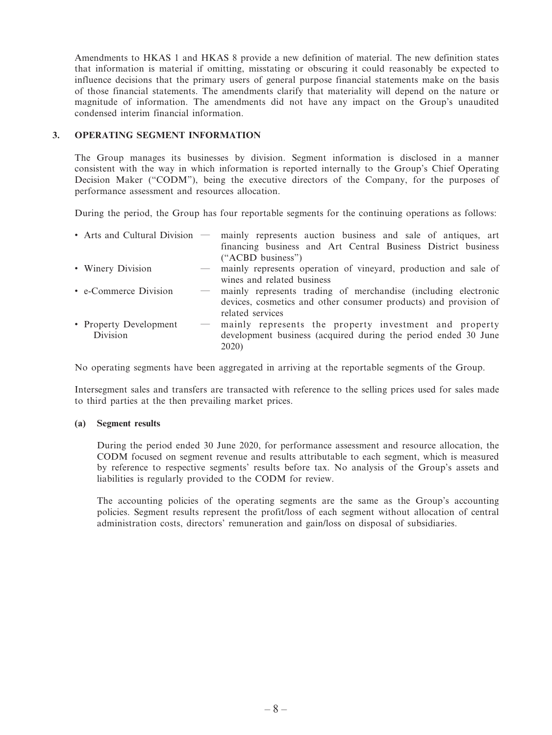Amendments to HKAS 1 and HKAS 8 provide a new definition of material. The new definition states that information is material if omitting, misstating or obscuring it could reasonably be expected to influence decisions that the primary users of general purpose financial statements make on the basis of those financial statements. The amendments clarify that materiality will depend on the nature or magnitude of information. The amendments did not have any impact on the Group's unaudited condensed interim financial information.

## 3. OPERATING SEGMENT INFORMATION

The Group manages its businesses by division. Segment information is disclosed in a manner consistent with the way in which information is reported internally to the Group's Chief Operating Decision Maker ("CODM"), being the executive directors of the Company, for the purposes of performance assessment and resources allocation.

During the period, the Group has four reportable segments for the continuing operations as follows:

- Arts and Cultural Division — mainly represents auction business and sale of antiques, art financing business and Art Central Business District business ("ACBD business")
- Winery Division — mainly represents operation of vineyard, production and sale of wines and related business
- e-Commerce Division — mainly represents trading of merchandise (including electronic devices, cosmetics and other consumer products) and provision of related services
- Property Development Division — mainly represents the property investment and property development business (acquired during the period ended 30 June 2020)

No operating segments have been aggregated in arriving at the reportable segments of the Group.

Intersegment sales and transfers are transacted with reference to the selling prices used for sales made to third parties at the then prevailing market prices.

### (a) Segment results

During the period ended 30 June 2020, for performance assessment and resource allocation, the CODM focused on segment revenue and results attributable to each segment, which is measured by reference to respective segments' results before tax. No analysis of the Group's assets and liabilities is regularly provided to the CODM for review.

The accounting policies of the operating segments are the same as the Group's accounting policies. Segment results represent the profit/loss of each segment without allocation of central administration costs, directors' remuneration and gain/loss on disposal of subsidiaries.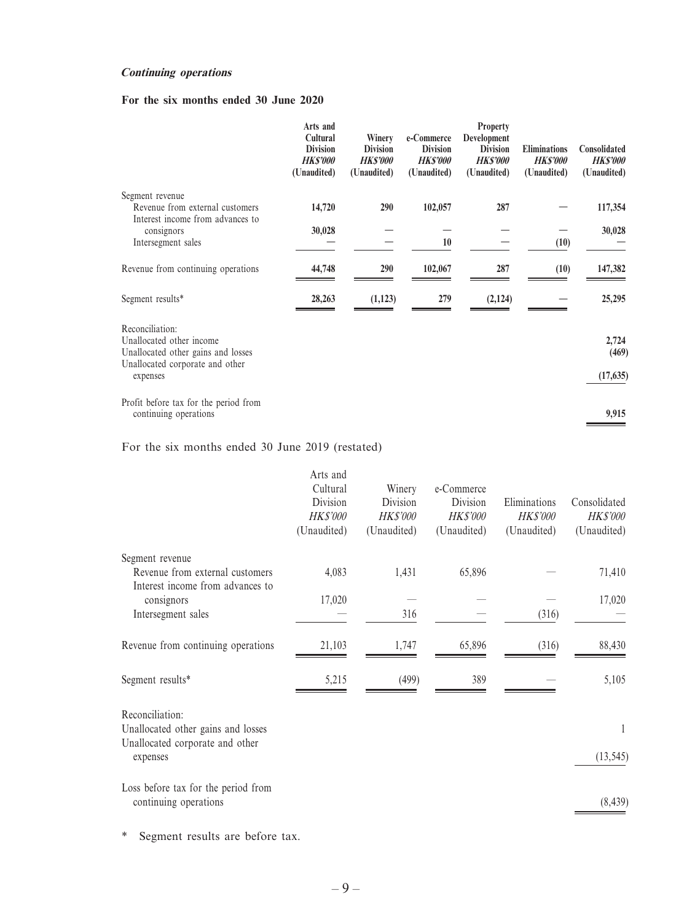***Continuing operations***

**For the six months ended 30 June 2020**

| | Arts and Cultural Division *HK$'000* (Unaudited) | Winery Division *HK$'000* (Unaudited) | e-Commerce Division *HK$'000* (Unaudited) | Property Development Division *HK$'000* (Unaudited) | Eliminations *HK$'000* (Unaudited) | Consolidated *HK$'000* (Unaudited) |
|---|---|---|---|---|---|---|
| Segment revenue | | | | | | |
| Revenue from external customers | **14,720** | **290** | **102,057** | **287** | **—** | **117,354** |
| Interest income from advances to consignors | **30,028** | **—** | **—** | **—** | **—** | **30,028** |
| Intersegment sales | **—** | **—** | **10** | **—** | **(10)** | **—** |
| Revenue from continuing operations | **44,748** | **290** | **102,067** | **287** | **(10)** | **147,382** |
| Segment results* | **28,263** | **(1,123)** | **279** | **(2,124)** | **—** | **25,295** |
| Reconciliation: | | | | | | |
| Unallocated other income | | | | | | **2,724** |
| Unallocated other gains and losses | | | | | | **(469)** |
| Unallocated corporate and other expenses | | | | | | **(17,635)** |
| Profit before tax for the period from continuing operations | | | | | | **9,915** |

For the six months ended 30 June 2019 (restated)

| | Arts and Cultural Division *HK$'000* (Unaudited) | Winery Division *HK$'000* (Unaudited) | e-Commerce Division *HK$'000* (Unaudited) | Eliminations *HK$'000* (Unaudited) | Consolidated *HK$'000* (Unaudited) |
|---|---|---|---|---|---|
| Segment revenue | | | | | |
| Revenue from external customers | 4,083 | 1,431 | 65,896 | — | 71,410 |
| Interest income from advances to consignors | 17,020 | — | — | — | 17,020 |
| Intersegment sales | — | 316 | — | (316) | — |
| Revenue from continuing operations | 21,103 | 1,747 | 65,896 | (316) | 88,430 |
| Segment results* | 5,215 | (499) | 389 | — | 5,105 |
| Reconciliation: | | | | | |
| Unallocated other gains and losses | | | | | 1 |
| Unallocated corporate and other expenses | | | | | (13,545) |
| Loss before tax for the period from continuing operations | | | | | (8,439) |

\* Segment results are before tax.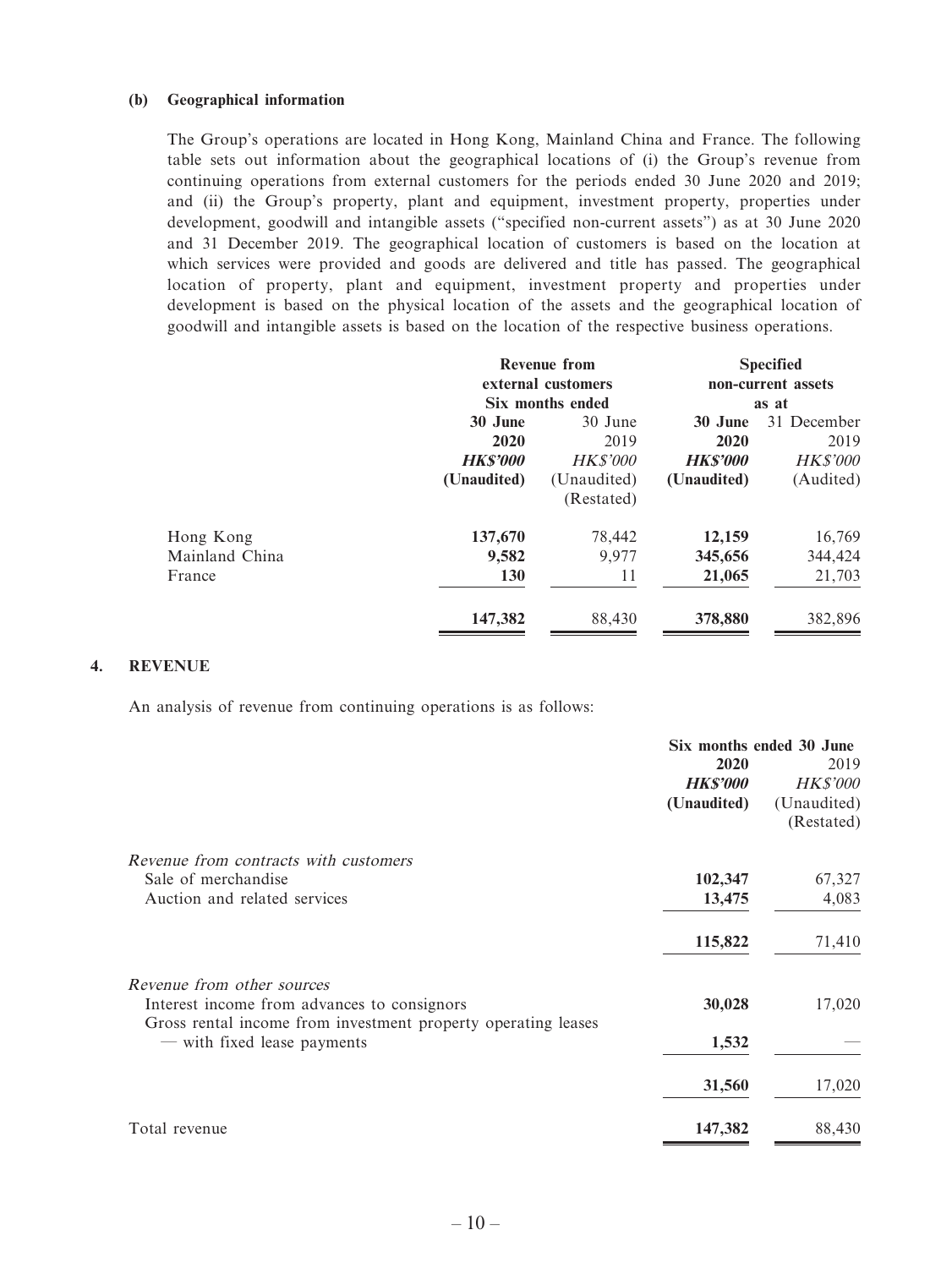**(b) Geographical information**

The Group's operations are located in Hong Kong, Mainland China and France. The following table sets out information about the geographical locations of (i) the Group's revenue from continuing operations from external customers for the periods ended 30 June 2020 and 2019; and (ii) the Group's property, plant and equipment, investment property, properties under development, goodwill and intangible assets ("specified non-current assets") as at 30 June 2020 and 31 December 2019. The geographical location of customers is based on the location at which services were provided and goods are delivered and title has passed. The geographical location of property, plant and equipment, investment property and properties under development is based on the physical location of the assets and the geographical location of goodwill and intangible assets is based on the location of the respective business operations.

| | Revenue from external customers Six months ended | | Specified non-current assets as at | |
|---|---|---|---|---|
| | **30 June 2020** | 30 June 2019 | **30 June 2020** | 31 December 2019 |
| | ***HK$'000*** | *HK$'000* | ***HK$'000*** | *HK$'000* |
| | **(Unaudited)** | (Unaudited) (Restated) | **(Unaudited)** | (Audited) |
| Hong Kong | **137,670** | 78,442 | **12,159** | 16,769 |
| Mainland China | **9,582** | 9,977 | **345,656** | 344,424 |
| France | **130** | 11 | **21,065** | 21,703 |
| | **147,382** | 88,430 | **378,880** | 382,896 |

## 4. REVENUE

An analysis of revenue from continuing operations is as follows:

| | Six months ended 30 June | |
|---|---|---|
| | **2020** | 2019 |
| | ***HK$'000*** | *HK$'000* |
| | **(Unaudited)** | (Unaudited) (Restated) |
| *Revenue from contracts with customers* | | |
| Sale of merchandise | **102,347** | 67,327 |
| Auction and related services | **13,475** | 4,083 |
| | **115,822** | 71,410 |
| *Revenue from other sources* | | |
| Interest income from advances to consignors | **30,028** | 17,020 |
| Gross rental income from investment property operating leases — with fixed lease payments | **1,532** | — |
| | **31,560** | 17,020 |
| Total revenue | **147,382** | 88,430 |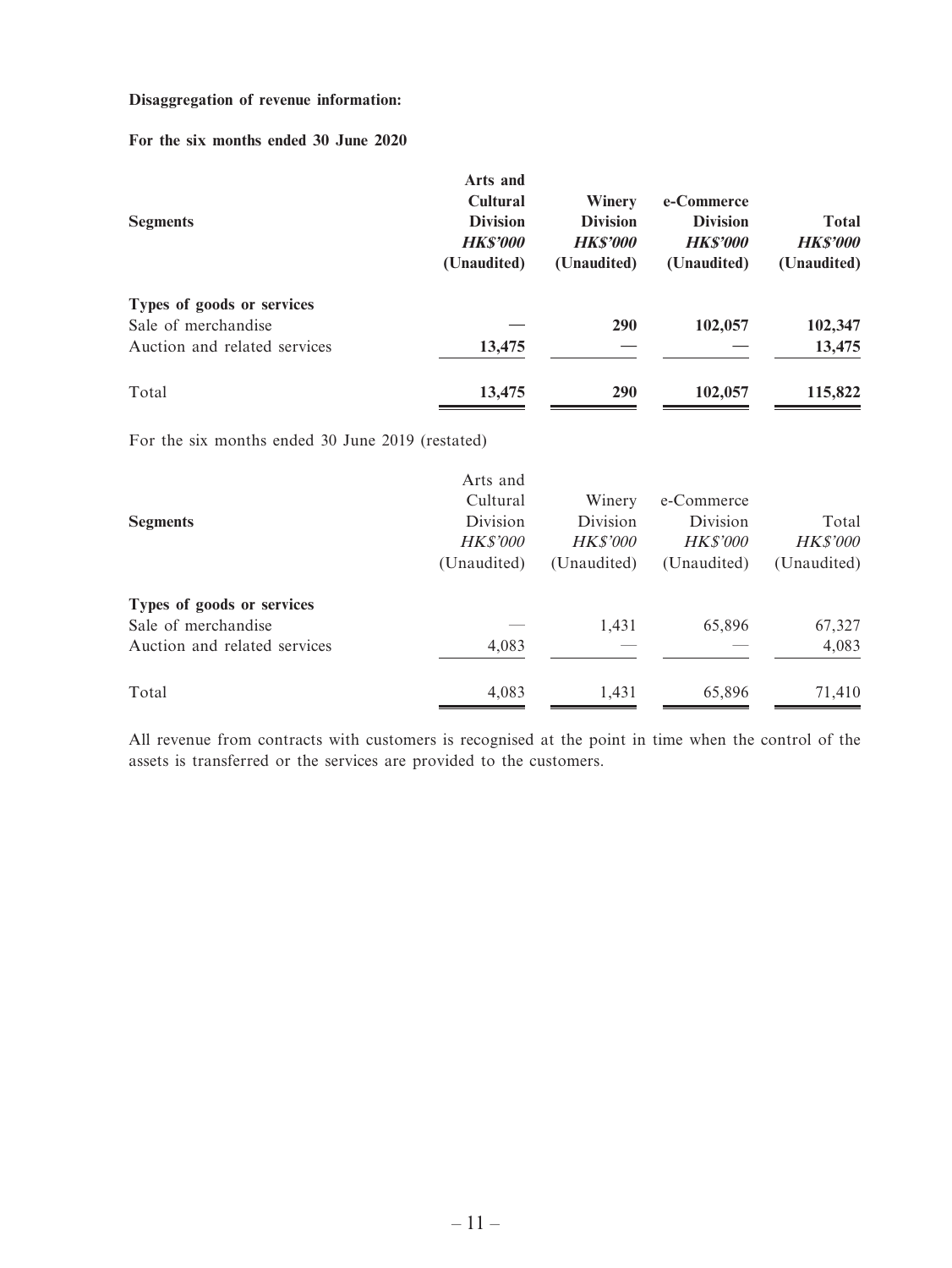**Disaggregation of revenue information:**

**For the six months ended 30 June 2020**

| Segments | Arts and Cultural Division HK$'000 (Unaudited) | Winery Division HK$'000 (Unaudited) | e-Commerce Division HK$'000 (Unaudited) | Total HK$'000 (Unaudited) |
|---|---|---|---|---|
| **Types of goods or services** | | | | |
| Sale of merchandise | — | **290** | **102,057** | **102,347** |
| Auction and related services | **13,475** | — | — | **13,475** |
| Total | **13,475** | **290** | **102,057** | **115,822** |

For the six months ended 30 June 2019 (restated)

| Segments | Arts and Cultural Division HK$'000 (Unaudited) | Winery Division HK$'000 (Unaudited) | e-Commerce Division HK$'000 (Unaudited) | Total HK$'000 (Unaudited) |
|---|---|---|---|---|
| **Types of goods or services** | | | | |
| Sale of merchandise | — | 1,431 | 65,896 | 67,327 |
| Auction and related services | 4,083 | — | — | 4,083 |
| Total | 4,083 | 1,431 | 65,896 | 71,410 |

All revenue from contracts with customers is recognised at the point in time when the control of the assets is transferred or the services are provided to the customers.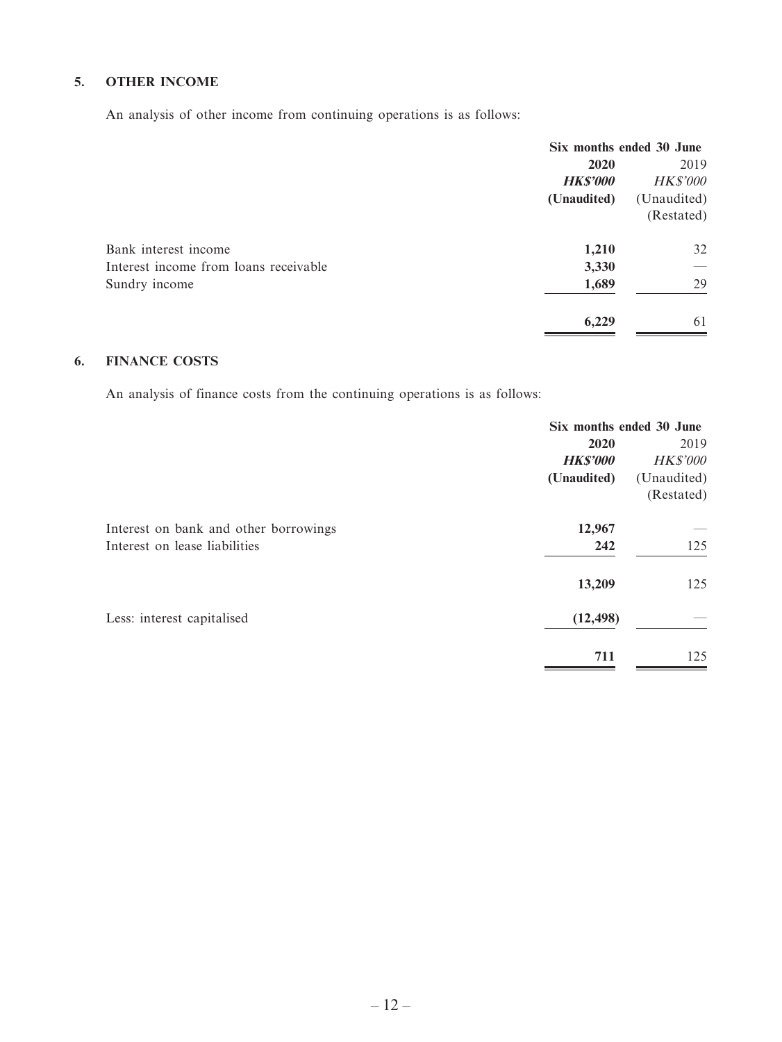## 5. OTHER INCOME

An analysis of other income from continuing operations is as follows:

| | Six months ended 30 June | |
|---|---|---|
| | **2020** | 2019 |
| | ***HK$'000*** | *HK$'000* |
| | **(Unaudited)** | (Unaudited) (Restated) |
| Bank interest income | **1,210** | 32 |
| Interest income from loans receivable | **3,330** | — |
| Sundry income | **1,689** | 29 |
| | **6,229** | 61 |

## 6. FINANCE COSTS

An analysis of finance costs from the continuing operations is as follows:

| | Six months ended 30 June | |
|---|---|---|
| | **2020** | 2019 |
| | ***HK$'000*** | *HK$'000* |
| | **(Unaudited)** | (Unaudited) (Restated) |
| Interest on bank and other borrowings | **12,967** | — |
| Interest on lease liabilities | **242** | 125 |
| | **13,209** | 125 |
| Less: interest capitalised | **(12,498)** | — |
| | **711** | 125 |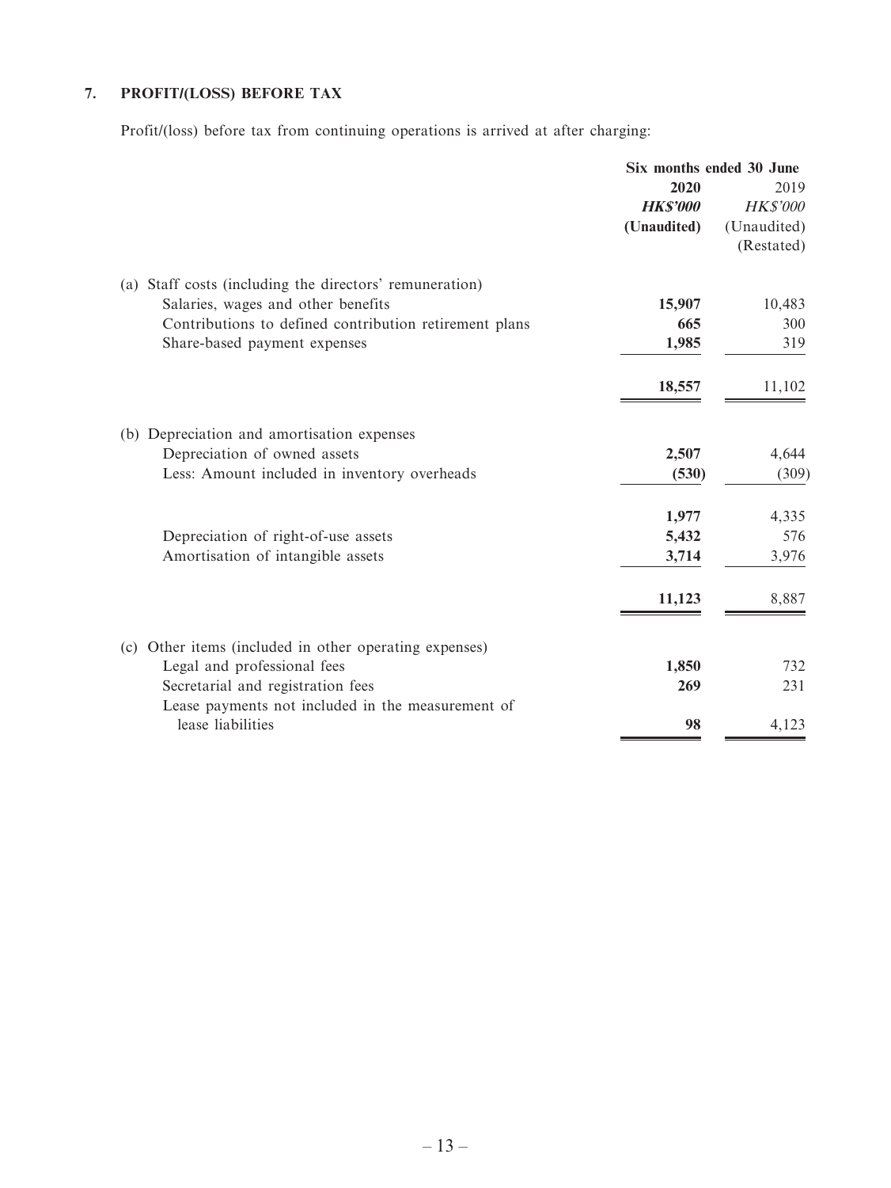## 7. PROFIT/(LOSS) BEFORE TAX

Profit/(loss) before tax from continuing operations is arrived at after charging:

| | Six months ended 30 June | |
|---|---|---|
| | **2020** | 2019 |
| | ***HK$'000*** | *HK$'000* |
| | **(Unaudited)** | (Unaudited) |
| | | (Restated) |
| (a) Staff costs (including the directors' remuneration) | | |
| Salaries, wages and other benefits | **15,907** | 10,483 |
| Contributions to defined contribution retirement plans | **665** | 300 |
| Share-based payment expenses | **1,985** | 319 |
| | **18,557** | 11,102 |
| (b) Depreciation and amortisation expenses | | |
| Depreciation of owned assets | **2,507** | 4,644 |
| Less: Amount included in inventory overheads | **(530)** | (309) |
| | **1,977** | 4,335 |
| Depreciation of right-of-use assets | **5,432** | 576 |
| Amortisation of intangible assets | **3,714** | 3,976 |
| | **11,123** | 8,887 |
| (c) Other items (included in other operating expenses) | | |
| Legal and professional fees | **1,850** | 732 |
| Secretarial and registration fees | **269** | 231 |
| Lease payments not included in the measurement of lease liabilities | **98** | 4,123 |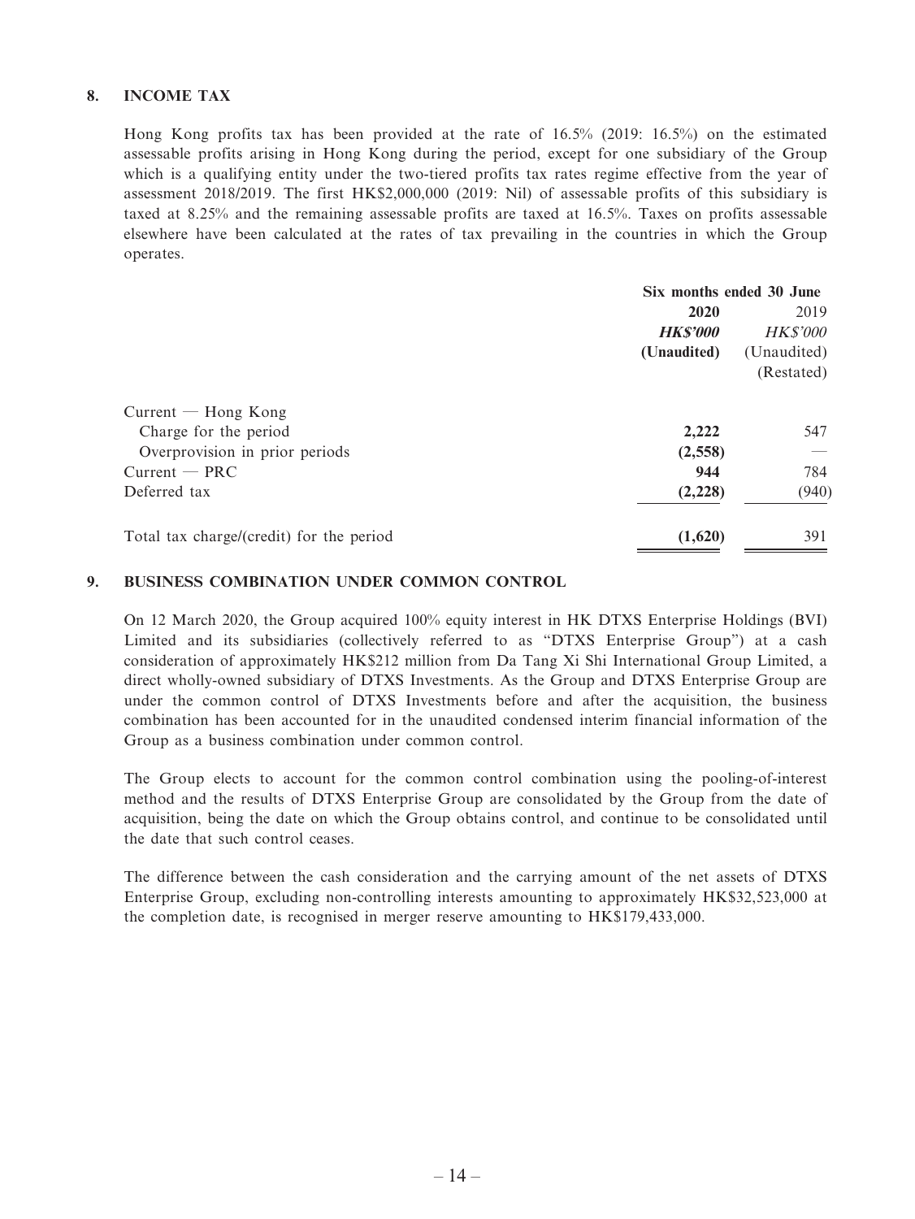## 8. INCOME TAX

Hong Kong profits tax has been provided at the rate of 16.5% (2019: 16.5%) on the estimated assessable profits arising in Hong Kong during the period, except for one subsidiary of the Group which is a qualifying entity under the two-tiered profits tax rates regime effective from the year of assessment 2018/2019. The first HK$2,000,000 (2019: Nil) of assessable profits of this subsidiary is taxed at 8.25% and the remaining assessable profits are taxed at 16.5%. Taxes on profits assessable elsewhere have been calculated at the rates of tax prevailing in the countries in which the Group operates.

| | Six months ended 30 June | |
|---|---|---|
| | **2020** | 2019 |
| | ***HK$'000*** | *HK$'000* |
| | **(Unaudited)** | (Unaudited) |
| | | (Restated) |
| Current — Hong Kong | | |
| Charge for the period | **2,222** | 547 |
| Overprovision in prior periods | **(2,558)** | — |
| Current — PRC | **944** | 784 |
| Deferred tax | **(2,228)** | (940) |
| Total tax charge/(credit) for the period | **(1,620)** | 391 |

## 9. BUSINESS COMBINATION UNDER COMMON CONTROL

On 12 March 2020, the Group acquired 100% equity interest in HK DTXS Enterprise Holdings (BVI) Limited and its subsidiaries (collectively referred to as "DTXS Enterprise Group") at a cash consideration of approximately HK$212 million from Da Tang Xi Shi International Group Limited, a direct wholly-owned subsidiary of DTXS Investments. As the Group and DTXS Enterprise Group are under the common control of DTXS Investments before and after the acquisition, the business combination has been accounted for in the unaudited condensed interim financial information of the Group as a business combination under common control.

The Group elects to account for the common control combination using the pooling-of-interest method and the results of DTXS Enterprise Group are consolidated by the Group from the date of acquisition, being the date on which the Group obtains control, and continue to be consolidated until the date that such control ceases.

The difference between the cash consideration and the carrying amount of the net assets of DTXS Enterprise Group, excluding non-controlling interests amounting to approximately HK$32,523,000 at the completion date, is recognised in merger reserve amounting to HK$179,433,000.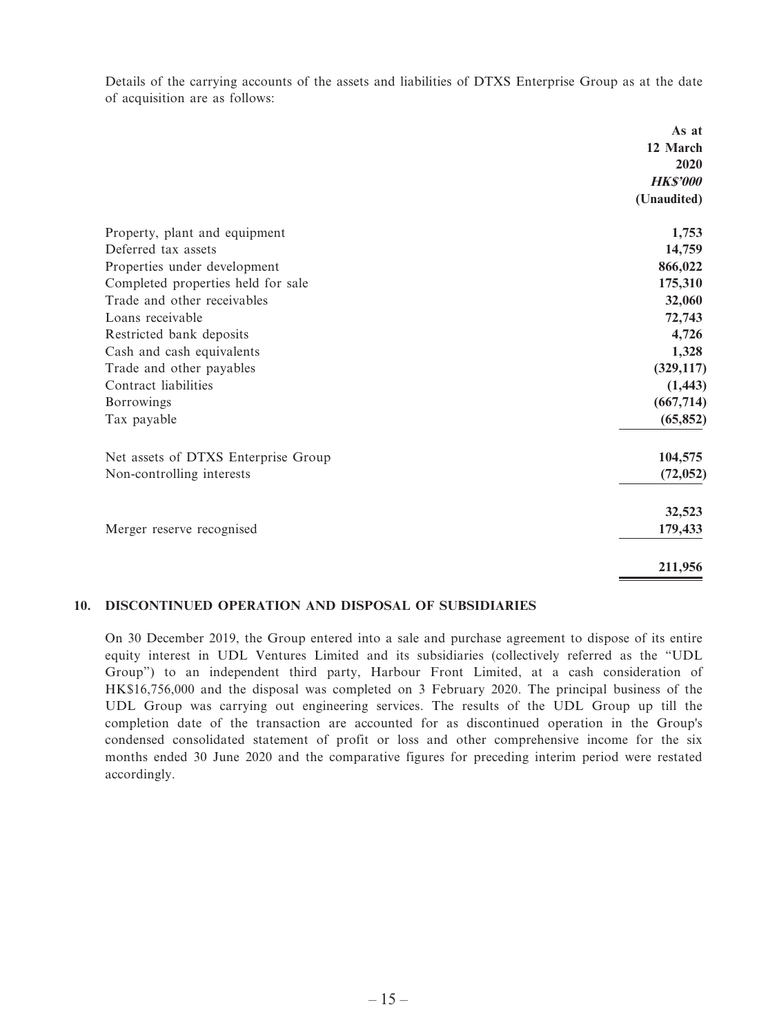Details of the carrying accounts of the assets and liabilities of DTXS Enterprise Group as at the date of acquisition are as follows:

| | As at 12 March 2020 *HK$'000* (Unaudited) |
|---|---|
| Property, plant and equipment | 1,753 |
| Deferred tax assets | 14,759 |
| Properties under development | 866,022 |
| Completed properties held for sale | 175,310 |
| Trade and other receivables | 32,060 |
| Loans receivable | 72,743 |
| Restricted bank deposits | 4,726 |
| Cash and cash equivalents | 1,328 |
| Trade and other payables | (329,117) |
| Contract liabilities | (1,443) |
| Borrowings | (667,714) |
| Tax payable | (65,852) |
| Net assets of DTXS Enterprise Group | 104,575 |
| Non-controlling interests | (72,052) |
| | 32,523 |
| Merger reserve recognised | 179,433 |
| | 211,956 |

## 10. DISCONTINUED OPERATION AND DISPOSAL OF SUBSIDIARIES

On 30 December 2019, the Group entered into a sale and purchase agreement to dispose of its entire equity interest in UDL Ventures Limited and its subsidiaries (collectively referred as the "UDL Group") to an independent third party, Harbour Front Limited, at a cash consideration of HK$16,756,000 and the disposal was completed on 3 February 2020. The principal business of the UDL Group was carrying out engineering services. The results of the UDL Group up till the completion date of the transaction are accounted for as discontinued operation in the Group's condensed consolidated statement of profit or loss and other comprehensive income for the six months ended 30 June 2020 and the comparative figures for preceding interim period were restated accordingly.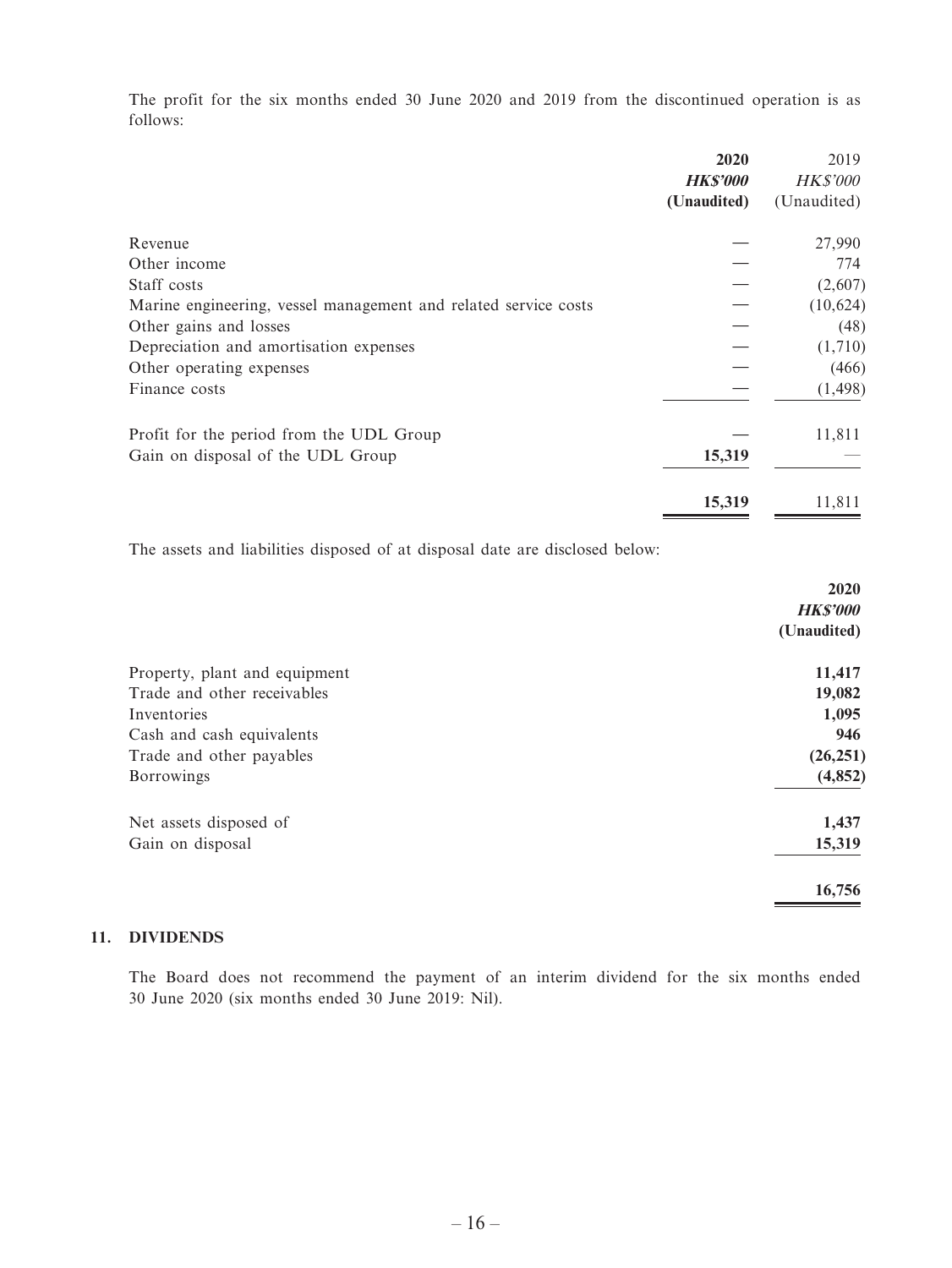The profit for the six months ended 30 June 2020 and 2019 from the discontinued operation is as follows:

| | **2020** | 2019 |
|---|---|---|
| | ***HK$'000*** | *HK$'000* |
| | **(Unaudited)** | (Unaudited) |
| Revenue | — | 27,990 |
| Other income | — | 774 |
| Staff costs | — | (2,607) |
| Marine engineering, vessel management and related service costs | — | (10,624) |
| Other gains and losses | — | (48) |
| Depreciation and amortisation expenses | — | (1,710) |
| Other operating expenses | — | (466) |
| Finance costs | — | (1,498) |
| Profit for the period from the UDL Group | — | 11,811 |
| Gain on disposal of the UDL Group | **15,319** | — |
| | **15,319** | 11,811 |

The assets and liabilities disposed of at disposal date are disclosed below:

| | **2020** |
|---|---|
| | ***HK$'000*** |
| | **(Unaudited)** |
| Property, plant and equipment | **11,417** |
| Trade and other receivables | **19,082** |
| Inventories | **1,095** |
| Cash and cash equivalents | **946** |
| Trade and other payables | **(26,251)** |
| Borrowings | **(4,852)** |
| Net assets disposed of | **1,437** |
| Gain on disposal | **15,319** |
| | **16,756** |

## 11. DIVIDENDS

The Board does not recommend the payment of an interim dividend for the six months ended 30 June 2020 (six months ended 30 June 2019: Nil).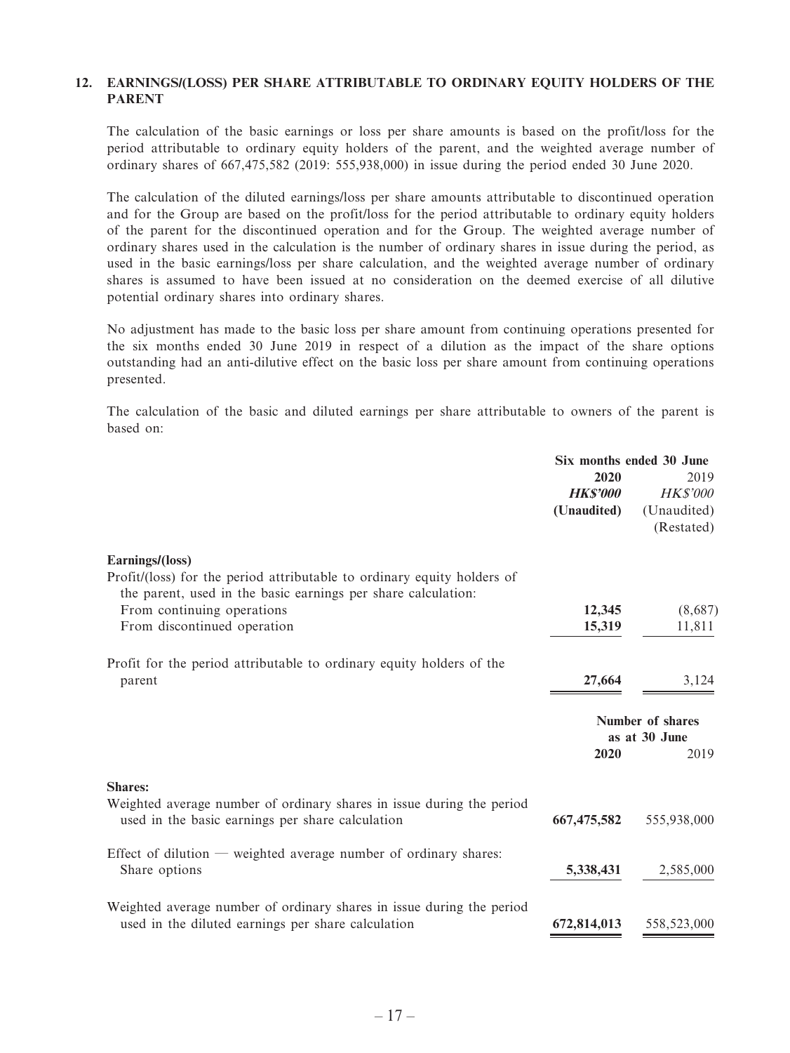## 12. EARNINGS/(LOSS) PER SHARE ATTRIBUTABLE TO ORDINARY EQUITY HOLDERS OF THE PARENT

The calculation of the basic earnings or loss per share amounts is based on the profit/loss for the period attributable to ordinary equity holders of the parent, and the weighted average number of ordinary shares of 667,475,582 (2019: 555,938,000) in issue during the period ended 30 June 2020.

The calculation of the diluted earnings/loss per share amounts attributable to discontinued operation and for the Group are based on the profit/loss for the period attributable to ordinary equity holders of the parent for the discontinued operation and for the Group. The weighted average number of ordinary shares used in the calculation is the number of ordinary shares in issue during the period, as used in the basic earnings/loss per share calculation, and the weighted average number of ordinary shares is assumed to have been issued at no consideration on the deemed exercise of all dilutive potential ordinary shares into ordinary shares.

No adjustment has made to the basic loss per share amount from continuing operations presented for the six months ended 30 June 2019 in respect of a dilution as the impact of the share options outstanding had an anti-dilutive effect on the basic loss per share amount from continuing operations presented.

The calculation of the basic and diluted earnings per share attributable to owners of the parent is based on:

| | Six months ended 30 June | |
|---|---|---|
| | **2020** | 2019 |
| | ***HK$'000*** | *HK$'000* |
| | **(Unaudited)** | (Unaudited) |
| | | (Restated) |
| **Earnings/(loss)** | | |
| Profit/(loss) for the period attributable to ordinary equity holders of the parent, used in the basic earnings per share calculation: | | |
| From continuing operations | **12,345** | (8,687) |
| From discontinued operation | **15,319** | 11,811 |
| Profit for the period attributable to ordinary equity holders of the parent | **27,664** | 3,124 |

| | Number of shares as at 30 June | |
|---|---|---|
| | **2020** | 2019 |
| **Shares:** | | |
| Weighted average number of ordinary shares in issue during the period used in the basic earnings per share calculation | **667,475,582** | 555,938,000 |
| Effect of dilution — weighted average number of ordinary shares: Share options | **5,338,431** | 2,585,000 |
| Weighted average number of ordinary shares in issue during the period used in the diluted earnings per share calculation | **672,814,013** | 558,523,000 |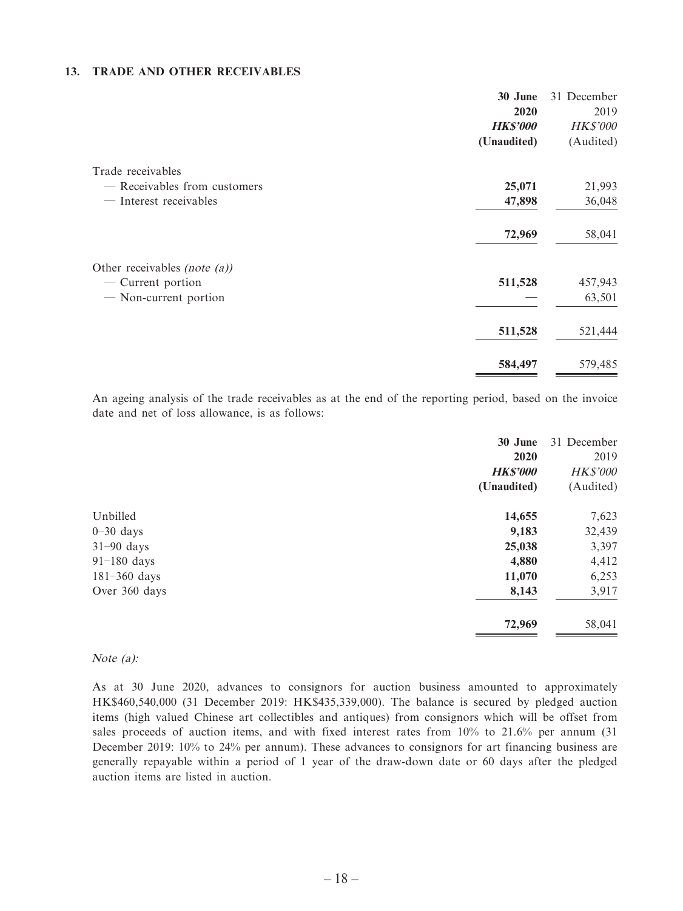### 13. TRADE AND OTHER RECEIVABLES

| | 30 June 2020 | 31 December 2019 |
|---|---|---|
| | ***HK$'000*** | *HK$'000* |
| | **(Unaudited)** | (Audited) |
| Trade receivables | | |
| — Receivables from customers | **25,071** | 21,993 |
| — Interest receivables | **47,898** | 36,048 |
| | **72,969** | 58,041 |
| Other receivables *(note (a))* | | |
| — Current portion | **511,528** | 457,943 |
| — Non-current portion | **—** | 63,501 |
| | **511,528** | 521,444 |
| | **584,497** | 579,485 |

An ageing analysis of the trade receivables as at the end of the reporting period, based on the invoice date and net of loss allowance, is as follows:

| | 30 June 2020 | 31 December 2019 |
|---|---|---|
| | ***HK$'000*** | *HK$'000* |
| | **(Unaudited)** | (Audited) |
| Unbilled | **14,655** | 7,623 |
| 0–30 days | **9,183** | 32,439 |
| 31–90 days | **25,038** | 3,397 |
| 91–180 days | **4,880** | 4,412 |
| 181–360 days | **11,070** | 6,253 |
| Over 360 days | **8,143** | 3,917 |
| | **72,969** | 58,041 |

*Note (a):*

As at 30 June 2020, advances to consignors for auction business amounted to approximately HK$460,540,000 (31 December 2019: HK$435,339,000). The balance is secured by pledged auction items (high valued Chinese art collectibles and antiques) from consignors which will be offset from sales proceeds of auction items, and with fixed interest rates from 10% to 21.6% per annum (31 December 2019: 10% to 24% per annum). These advances to consignors for art financing business are generally repayable within a period of 1 year of the draw-down date or 60 days after the pledged auction items are listed in auction.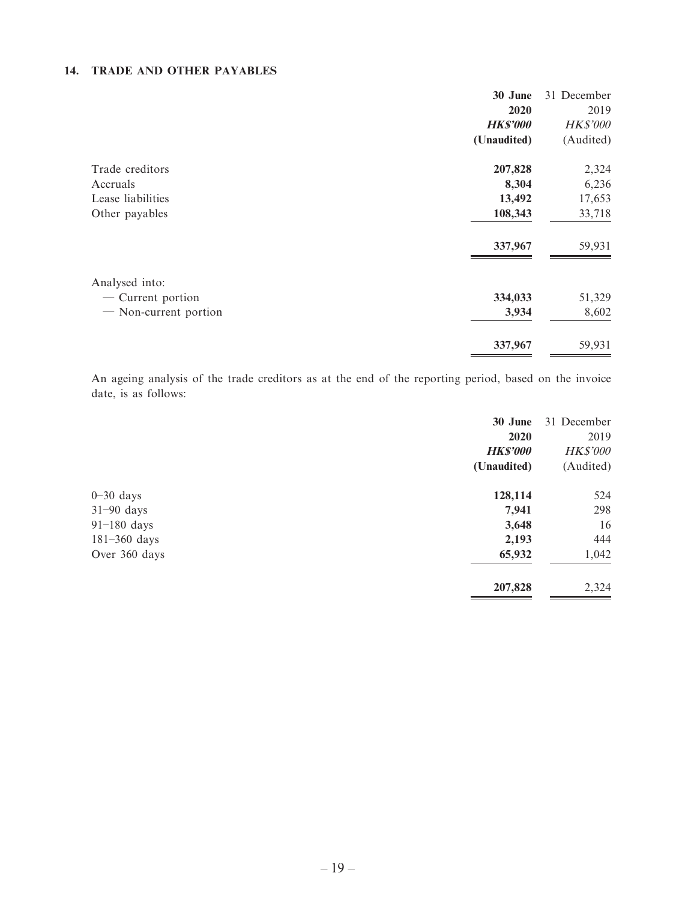## 14. TRADE AND OTHER PAYABLES

| | 30 June 2020 *HK$'000* (Unaudited) | 31 December 2019 *HK$'000* (Audited) |
|---|---|---|
| Trade creditors | **207,828** | 2,324 |
| Accruals | **8,304** | 6,236 |
| Lease liabilities | **13,492** | 17,653 |
| Other payables | **108,343** | 33,718 |
| | **337,967** | 59,931 |
| Analysed into: | | |
| — Current portion | **334,033** | 51,329 |
| — Non-current portion | **3,934** | 8,602 |
| | **337,967** | 59,931 |

An ageing analysis of the trade creditors as at the end of the reporting period, based on the invoice date, is as follows:

| | 30 June 2020 *HK$'000* (Unaudited) | 31 December 2019 *HK$'000* (Audited) |
|---|---|---|
| 0–30 days | **128,114** | 524 |
| 31–90 days | **7,941** | 298 |
| 91–180 days | **3,648** | 16 |
| 181–360 days | **2,193** | 444 |
| Over 360 days | **65,932** | 1,042 |
| | **207,828** | 2,324 |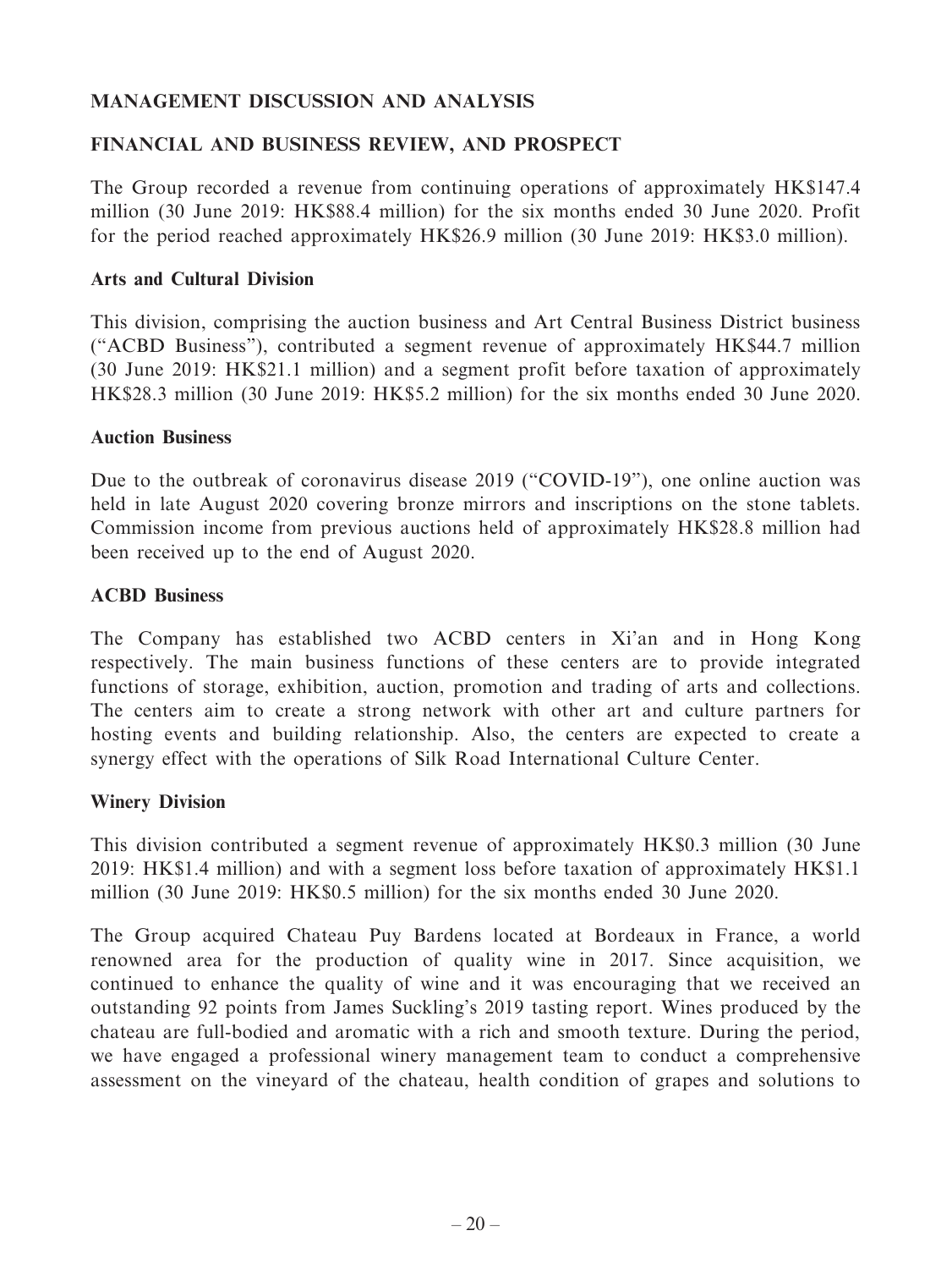## MANAGEMENT DISCUSSION AND ANALYSIS

### FINANCIAL AND BUSINESS REVIEW, AND PROSPECT

The Group recorded a revenue from continuing operations of approximately HK$147.4 million (30 June 2019: HK$88.4 million) for the six months ended 30 June 2020. Profit for the period reached approximately HK$26.9 million (30 June 2019: HK$3.0 million).

#### Arts and Cultural Division

This division, comprising the auction business and Art Central Business District business ("ACBD Business"), contributed a segment revenue of approximately HK$44.7 million (30 June 2019: HK$21.1 million) and a segment profit before taxation of approximately HK$28.3 million (30 June 2019: HK$5.2 million) for the six months ended 30 June 2020.

#### Auction Business

Due to the outbreak of coronavirus disease 2019 ("COVID-19"), one online auction was held in late August 2020 covering bronze mirrors and inscriptions on the stone tablets. Commission income from previous auctions held of approximately HK$28.8 million had been received up to the end of August 2020.

#### ACBD Business

The Company has established two ACBD centers in Xi'an and in Hong Kong respectively. The main business functions of these centers are to provide integrated functions of storage, exhibition, auction, promotion and trading of arts and collections. The centers aim to create a strong network with other art and culture partners for hosting events and building relationship. Also, the centers are expected to create a synergy effect with the operations of Silk Road International Culture Center.

#### Winery Division

This division contributed a segment revenue of approximately HK$0.3 million (30 June 2019: HK$1.4 million) and with a segment loss before taxation of approximately HK$1.1 million (30 June 2019: HK$0.5 million) for the six months ended 30 June 2020.

The Group acquired Chateau Puy Bardens located at Bordeaux in France, a world renowned area for the production of quality wine in 2017. Since acquisition, we continued to enhance the quality of wine and it was encouraging that we received an outstanding 92 points from James Suckling's 2019 tasting report. Wines produced by the chateau are full-bodied and aromatic with a rich and smooth texture. During the period, we have engaged a professional winery management team to conduct a comprehensive assessment on the vineyard of the chateau, health condition of grapes and solutions to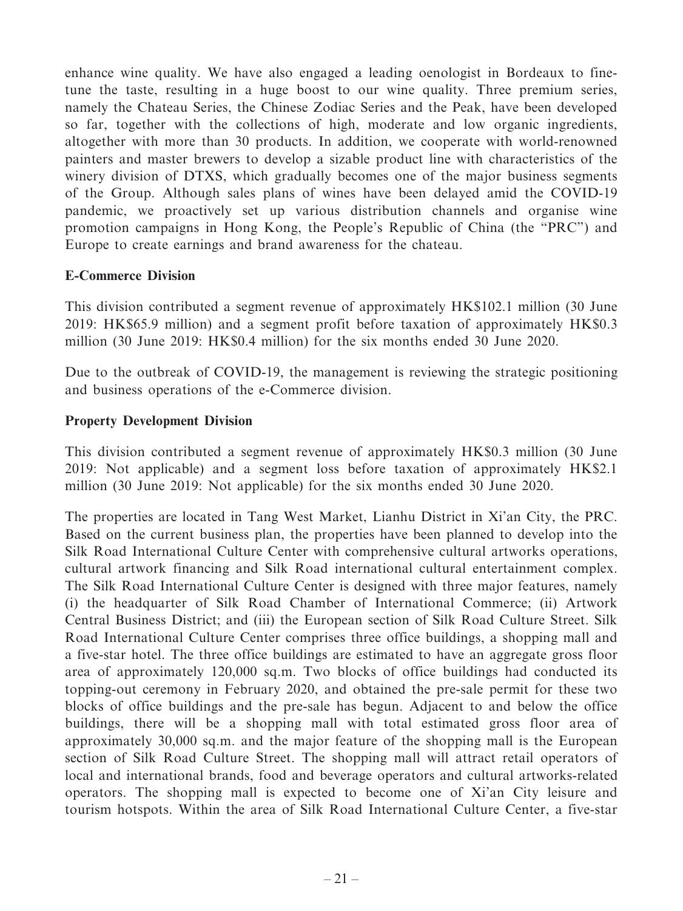enhance wine quality. We have also engaged a leading oenologist in Bordeaux to fine-tune the taste, resulting in a huge boost to our wine quality. Three premium series, namely the Chateau Series, the Chinese Zodiac Series and the Peak, have been developed so far, together with the collections of high, moderate and low organic ingredients, altogether with more than 30 products. In addition, we cooperate with world-renowned painters and master brewers to develop a sizable product line with characteristics of the winery division of DTXS, which gradually becomes one of the major business segments of the Group. Although sales plans of wines have been delayed amid the COVID-19 pandemic, we proactively set up various distribution channels and organise wine promotion campaigns in Hong Kong, the People's Republic of China (the "PRC") and Europe to create earnings and brand awareness for the chateau.

**E-Commerce Division**

This division contributed a segment revenue of approximately HK$102.1 million (30 June 2019: HK$65.9 million) and a segment profit before taxation of approximately HK$0.3 million (30 June 2019: HK$0.4 million) for the six months ended 30 June 2020.

Due to the outbreak of COVID-19, the management is reviewing the strategic positioning and business operations of the e-Commerce division.

**Property Development Division**

This division contributed a segment revenue of approximately HK$0.3 million (30 June 2019: Not applicable) and a segment loss before taxation of approximately HK$2.1 million (30 June 2019: Not applicable) for the six months ended 30 June 2020.

The properties are located in Tang West Market, Lianhu District in Xi'an City, the PRC. Based on the current business plan, the properties have been planned to develop into the Silk Road International Culture Center with comprehensive cultural artworks operations, cultural artwork financing and Silk Road international cultural entertainment complex. The Silk Road International Culture Center is designed with three major features, namely (i) the headquarter of Silk Road Chamber of International Commerce; (ii) Artwork Central Business District; and (iii) the European section of Silk Road Culture Street. Silk Road International Culture Center comprises three office buildings, a shopping mall and a five-star hotel. The three office buildings are estimated to have an aggregate gross floor area of approximately 120,000 sq.m. Two blocks of office buildings had conducted its topping-out ceremony in February 2020, and obtained the pre-sale permit for these two blocks of office buildings and the pre-sale has begun. Adjacent to and below the office buildings, there will be a shopping mall with total estimated gross floor area of approximately 30,000 sq.m. and the major feature of the shopping mall is the European section of Silk Road Culture Street. The shopping mall will attract retail operators of local and international brands, food and beverage operators and cultural artworks-related operators. The shopping mall is expected to become one of Xi'an City leisure and tourism hotspots. Within the area of Silk Road International Culture Center, a five-star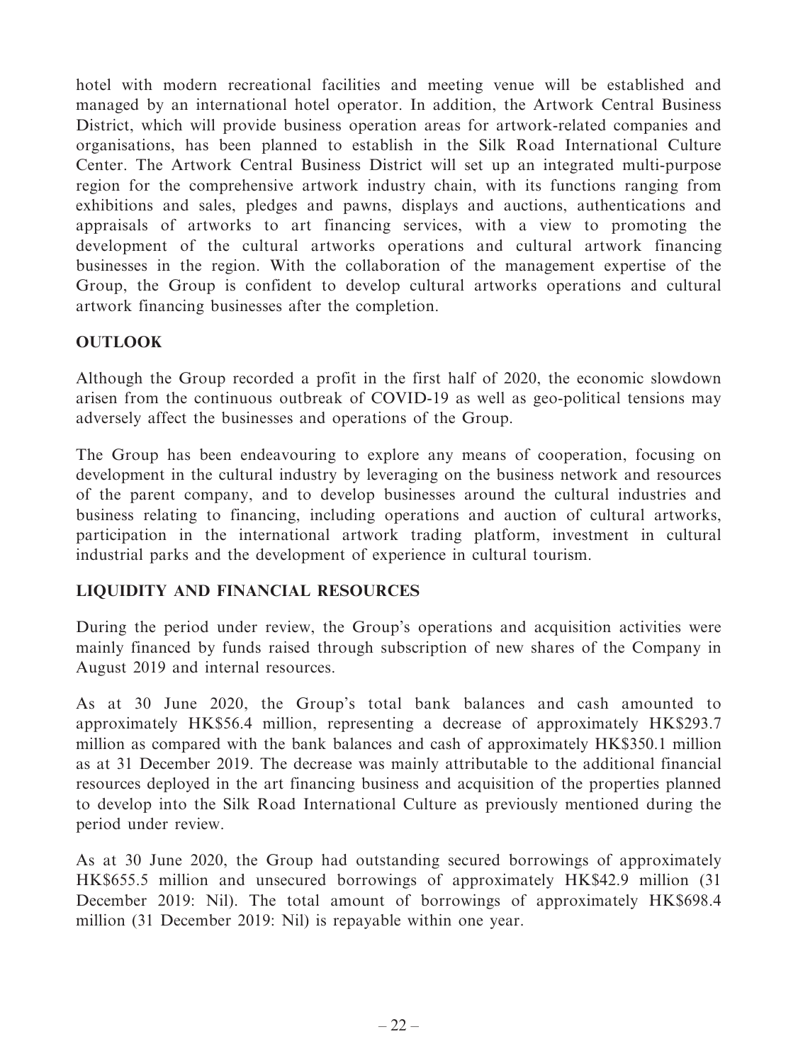hotel with modern recreational facilities and meeting venue will be established and managed by an international hotel operator. In addition, the Artwork Central Business District, which will provide business operation areas for artwork-related companies and organisations, has been planned to establish in the Silk Road International Culture Center. The Artwork Central Business District will set up an integrated multi-purpose region for the comprehensive artwork industry chain, with its functions ranging from exhibitions and sales, pledges and pawns, displays and auctions, authentications and appraisals of artworks to art financing services, with a view to promoting the development of the cultural artworks operations and cultural artwork financing businesses in the region. With the collaboration of the management expertise of the Group, the Group is confident to develop cultural artworks operations and cultural artwork financing businesses after the completion.

## OUTLOOK

Although the Group recorded a profit in the first half of 2020, the economic slowdown arisen from the continuous outbreak of COVID-19 as well as geo-political tensions may adversely affect the businesses and operations of the Group.

The Group has been endeavouring to explore any means of cooperation, focusing on development in the cultural industry by leveraging on the business network and resources of the parent company, and to develop businesses around the cultural industries and business relating to financing, including operations and auction of cultural artworks, participation in the international artwork trading platform, investment in cultural industrial parks and the development of experience in cultural tourism.

## LIQUIDITY AND FINANCIAL RESOURCES

During the period under review, the Group's operations and acquisition activities were mainly financed by funds raised through subscription of new shares of the Company in August 2019 and internal resources.

As at 30 June 2020, the Group's total bank balances and cash amounted to approximately HK$56.4 million, representing a decrease of approximately HK$293.7 million as compared with the bank balances and cash of approximately HK$350.1 million as at 31 December 2019. The decrease was mainly attributable to the additional financial resources deployed in the art financing business and acquisition of the properties planned to develop into the Silk Road International Culture as previously mentioned during the period under review.

As at 30 June 2020, the Group had outstanding secured borrowings of approximately HK$655.5 million and unsecured borrowings of approximately HK$42.9 million (31 December 2019: Nil). The total amount of borrowings of approximately HK$698.4 million (31 December 2019: Nil) is repayable within one year.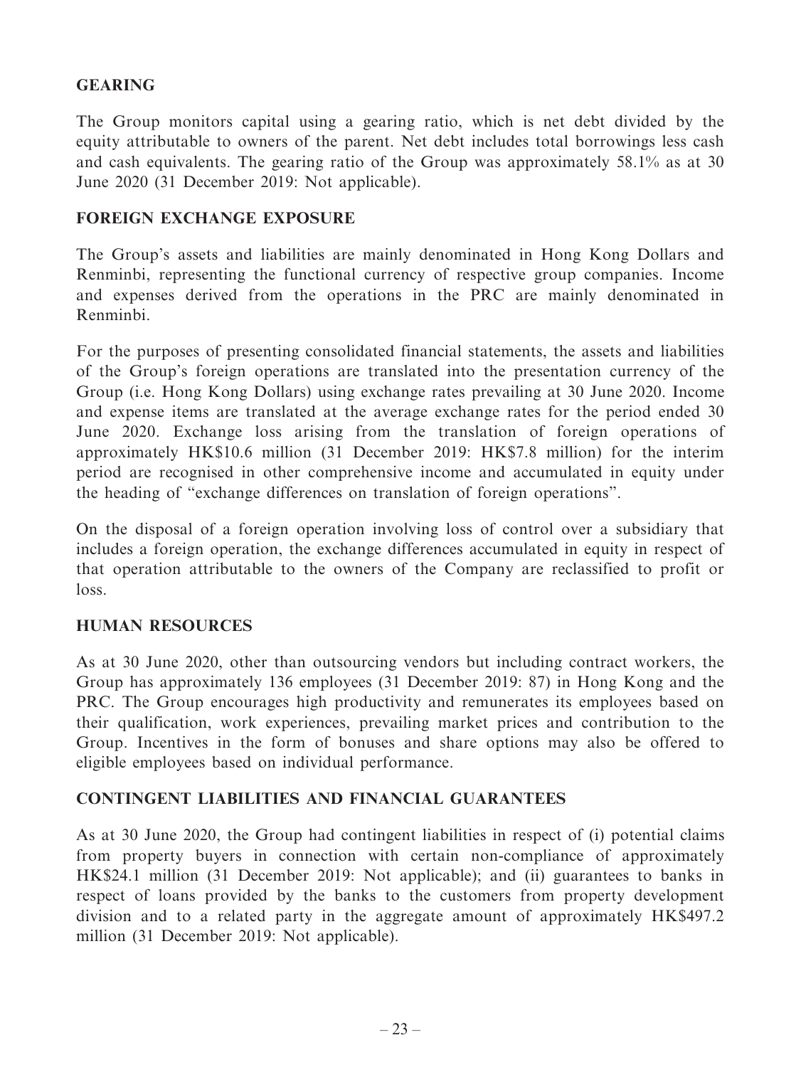## GEARING

The Group monitors capital using a gearing ratio, which is net debt divided by the equity attributable to owners of the parent. Net debt includes total borrowings less cash and cash equivalents. The gearing ratio of the Group was approximately 58.1% as at 30 June 2020 (31 December 2019: Not applicable).

## FOREIGN EXCHANGE EXPOSURE

The Group's assets and liabilities are mainly denominated in Hong Kong Dollars and Renminbi, representing the functional currency of respective group companies. Income and expenses derived from the operations in the PRC are mainly denominated in Renminbi.

For the purposes of presenting consolidated financial statements, the assets and liabilities of the Group's foreign operations are translated into the presentation currency of the Group (i.e. Hong Kong Dollars) using exchange rates prevailing at 30 June 2020. Income and expense items are translated at the average exchange rates for the period ended 30 June 2020. Exchange loss arising from the translation of foreign operations of approximately HK$10.6 million (31 December 2019: HK$7.8 million) for the interim period are recognised in other comprehensive income and accumulated in equity under the heading of "exchange differences on translation of foreign operations".

On the disposal of a foreign operation involving loss of control over a subsidiary that includes a foreign operation, the exchange differences accumulated in equity in respect of that operation attributable to the owners of the Company are reclassified to profit or loss.

## HUMAN RESOURCES

As at 30 June 2020, other than outsourcing vendors but including contract workers, the Group has approximately 136 employees (31 December 2019: 87) in Hong Kong and the PRC. The Group encourages high productivity and remunerates its employees based on their qualification, work experiences, prevailing market prices and contribution to the Group. Incentives in the form of bonuses and share options may also be offered to eligible employees based on individual performance.

## CONTINGENT LIABILITIES AND FINANCIAL GUARANTEES

As at 30 June 2020, the Group had contingent liabilities in respect of (i) potential claims from property buyers in connection with certain non-compliance of approximately HK$24.1 million (31 December 2019: Not applicable); and (ii) guarantees to banks in respect of loans provided by the banks to the customers from property development division and to a related party in the aggregate amount of approximately HK$497.2 million (31 December 2019: Not applicable).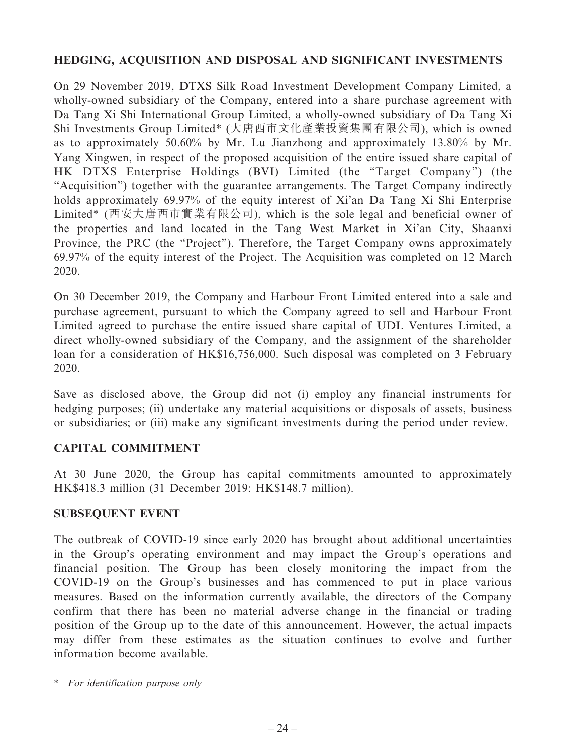## HEDGING, ACQUISITION AND DISPOSAL AND SIGNIFICANT INVESTMENTS

On 29 November 2019, DTXS Silk Road Investment Development Company Limited, a wholly-owned subsidiary of the Company, entered into a share purchase agreement with Da Tang Xi Shi International Group Limited, a wholly-owned subsidiary of Da Tang Xi Shi Investments Group Limited* (大唐西市文化產業投資集團有限公司), which is owned as to approximately 50.60% by Mr. Lu Jianzhong and approximately 13.80% by Mr. Yang Xingwen, in respect of the proposed acquisition of the entire issued share capital of HK DTXS Enterprise Holdings (BVI) Limited (the "Target Company") (the "Acquisition") together with the guarantee arrangements. The Target Company indirectly holds approximately 69.97% of the equity interest of Xi'an Da Tang Xi Shi Enterprise Limited* (西安大唐西市實業有限公司), which is the sole legal and beneficial owner of the properties and land located in the Tang West Market in Xi'an City, Shaanxi Province, the PRC (the "Project"). Therefore, the Target Company owns approximately 69.97% of the equity interest of the Project. The Acquisition was completed on 12 March 2020.

On 30 December 2019, the Company and Harbour Front Limited entered into a sale and purchase agreement, pursuant to which the Company agreed to sell and Harbour Front Limited agreed to purchase the entire issued share capital of UDL Ventures Limited, a direct wholly-owned subsidiary of the Company, and the assignment of the shareholder loan for a consideration of HK$16,756,000. Such disposal was completed on 3 February 2020.

Save as disclosed above, the Group did not (i) employ any financial instruments for hedging purposes; (ii) undertake any material acquisitions or disposals of assets, business or subsidiaries; or (iii) make any significant investments during the period under review.

## CAPITAL COMMITMENT

At 30 June 2020, the Group has capital commitments amounted to approximately HK$418.3 million (31 December 2019: HK$148.7 million).

## SUBSEQUENT EVENT

The outbreak of COVID-19 since early 2020 has brought about additional uncertainties in the Group's operating environment and may impact the Group's operations and financial position. The Group has been closely monitoring the impact from the COVID-19 on the Group's businesses and has commenced to put in place various measures. Based on the information currently available, the directors of the Company confirm that there has been no material adverse change in the financial or trading position of the Group up to the date of this announcement. However, the actual impacts may differ from these estimates as the situation continues to evolve and further information become available.

\* *For identification purpose only*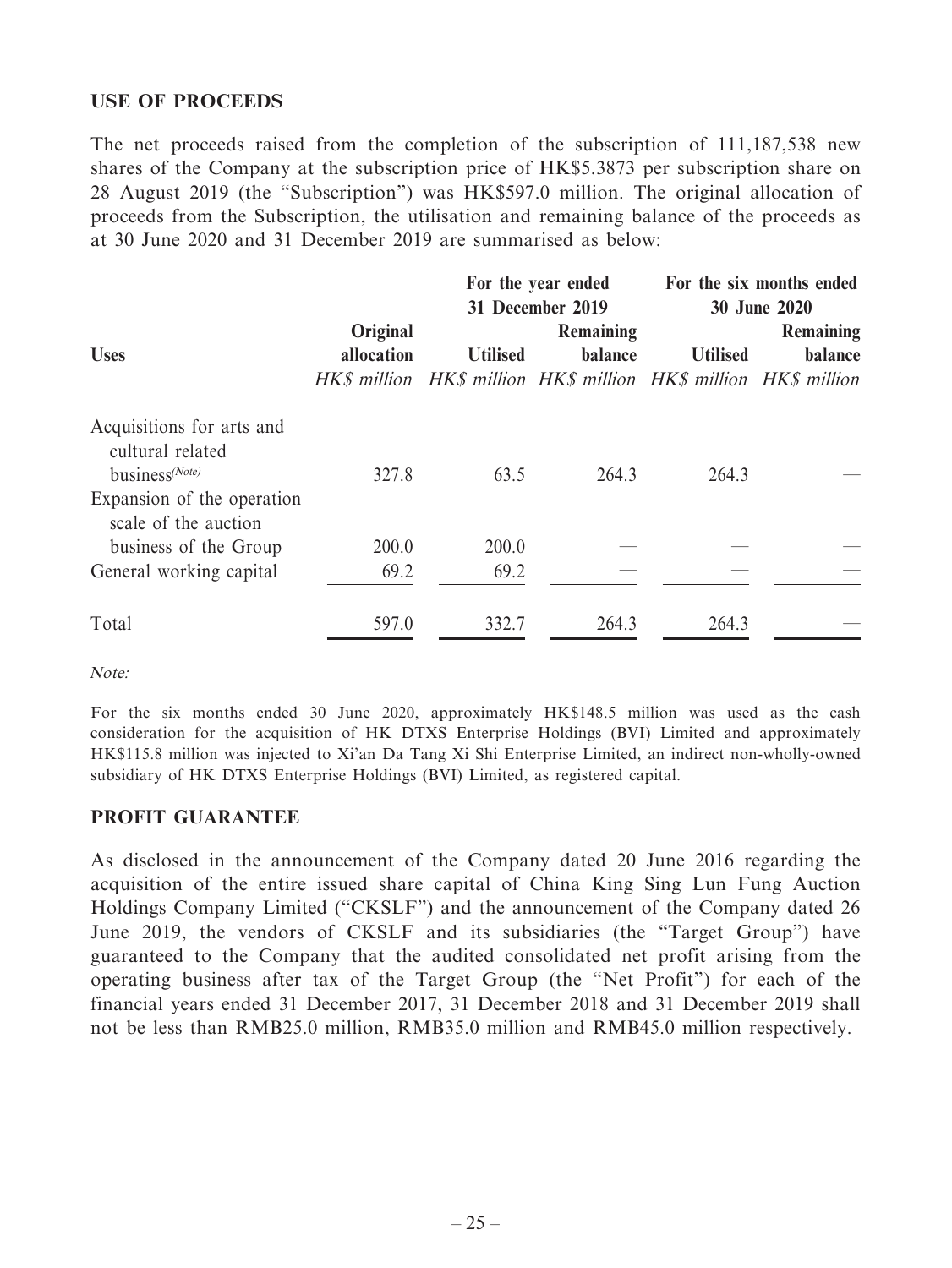## USE OF PROCEEDS

The net proceeds raised from the completion of the subscription of 111,187,538 new shares of the Company at the subscription price of HK$5.3873 per subscription share on 28 August 2019 (the "Subscription") was HK$597.0 million. The original allocation of proceeds from the Subscription, the utilisation and remaining balance of the proceeds as at 30 June 2020 and 31 December 2019 are summarised as below:

| | | For the year ended 31 December 2019 | | For the six months ended 30 June 2020 | |
|---|---|---|---|---|---|
| **Uses** | **Original allocation** | **Utilised** | **Remaining balance** | **Utilised** | **Remaining balance** |
| | *HK$ million* | *HK$ million* | *HK$ million* | *HK$ million* | *HK$ million* |
| Acquisitions for arts and cultural related business[(Note)] | 327.8 | 63.5 | 264.3 | 264.3 | — |
| Expansion of the operation scale of the auction business of the Group | 200.0 | 200.0 | — | — | — |
| General working capital | 69.2 | 69.2 | — | — | — |
| Total | 597.0 | 332.7 | 264.3 | 264.3 | — |

*Note:*

For the six months ended 30 June 2020, approximately HK$148.5 million was used as the cash consideration for the acquisition of HK DTXS Enterprise Holdings (BVI) Limited and approximately HK$115.8 million was injected to Xi'an Da Tang Xi Shi Enterprise Limited, an indirect non-wholly-owned subsidiary of HK DTXS Enterprise Holdings (BVI) Limited, as registered capital.

## PROFIT GUARANTEE

As disclosed in the announcement of the Company dated 20 June 2016 regarding the acquisition of the entire issued share capital of China King Sing Lun Fung Auction Holdings Company Limited ("CKSLF") and the announcement of the Company dated 26 June 2019, the vendors of CKSLF and its subsidiaries (the "Target Group") have guaranteed to the Company that the audited consolidated net profit arising from the operating business after tax of the Target Group (the "Net Profit") for each of the financial years ended 31 December 2017, 31 December 2018 and 31 December 2019 shall not be less than RMB25.0 million, RMB35.0 million and RMB45.0 million respectively.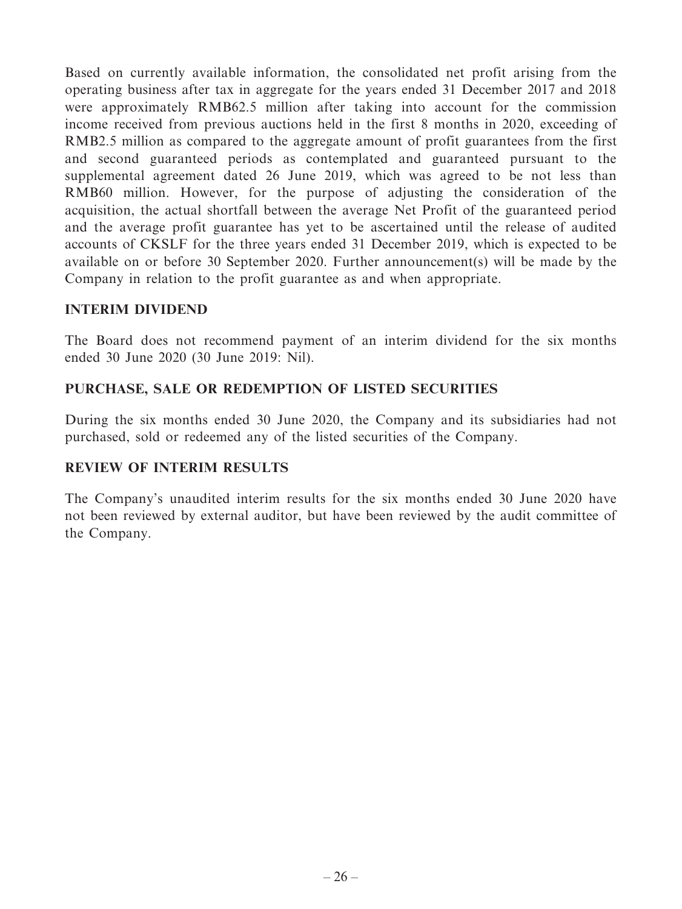Based on currently available information, the consolidated net profit arising from the operating business after tax in aggregate for the years ended 31 December 2017 and 2018 were approximately RMB62.5 million after taking into account for the commission income received from previous auctions held in the first 8 months in 2020, exceeding of RMB2.5 million as compared to the aggregate amount of profit guarantees from the first and second guaranteed periods as contemplated and guaranteed pursuant to the supplemental agreement dated 26 June 2019, which was agreed to be not less than RMB60 million. However, for the purpose of adjusting the consideration of the acquisition, the actual shortfall between the average Net Profit of the guaranteed period and the average profit guarantee has yet to be ascertained until the release of audited accounts of CKSLF for the three years ended 31 December 2019, which is expected to be available on or before 30 September 2020. Further announcement(s) will be made by the Company in relation to the profit guarantee as and when appropriate.

## INTERIM DIVIDEND

The Board does not recommend payment of an interim dividend for the six months ended 30 June 2020 (30 June 2019: Nil).

## PURCHASE, SALE OR REDEMPTION OF LISTED SECURITIES

During the six months ended 30 June 2020, the Company and its subsidiaries had not purchased, sold or redeemed any of the listed securities of the Company.

## REVIEW OF INTERIM RESULTS

The Company's unaudited interim results for the six months ended 30 June 2020 have not been reviewed by external auditor, but have been reviewed by the audit committee of the Company.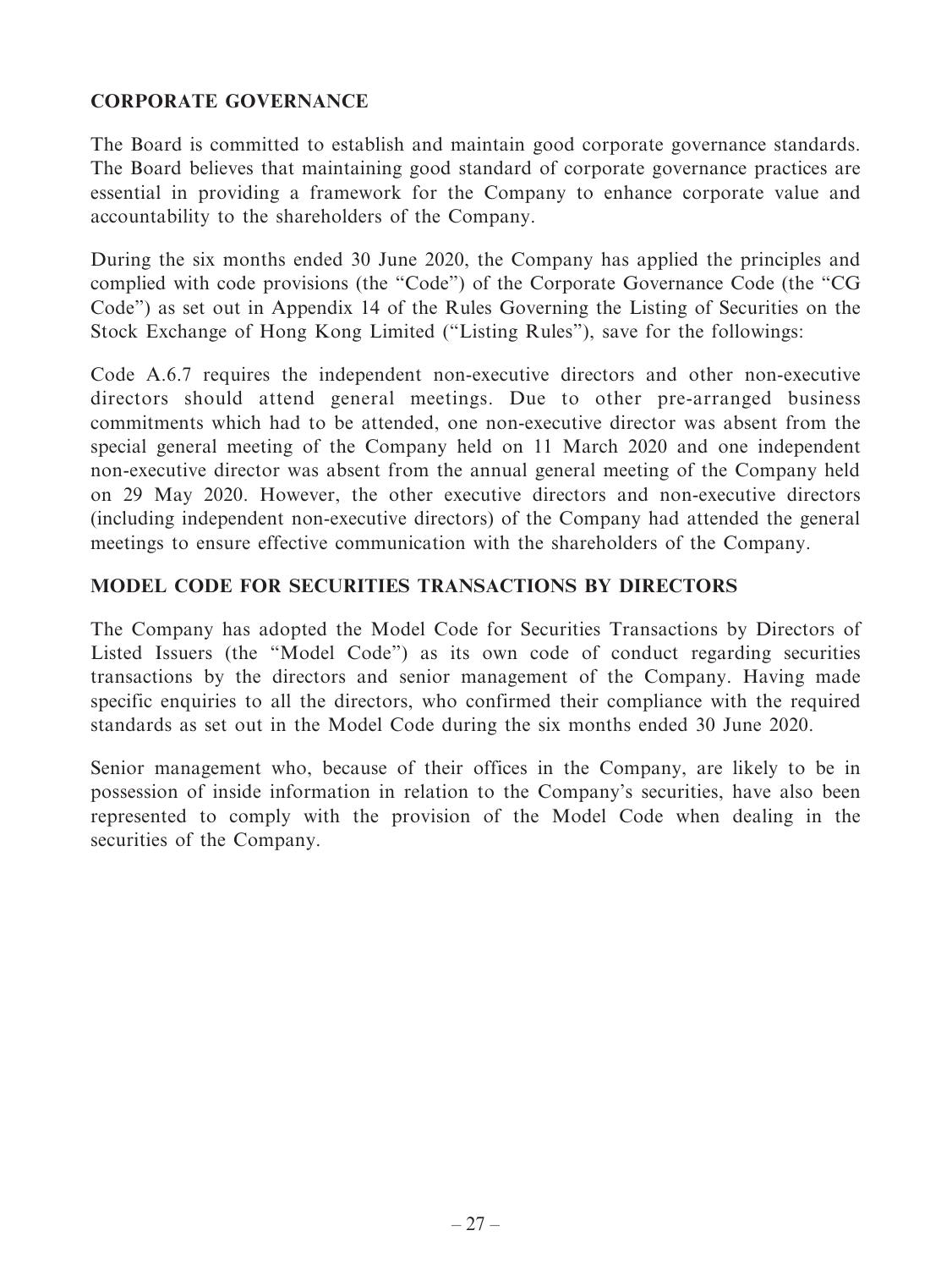## CORPORATE GOVERNANCE

The Board is committed to establish and maintain good corporate governance standards. The Board believes that maintaining good standard of corporate governance practices are essential in providing a framework for the Company to enhance corporate value and accountability to the shareholders of the Company.

During the six months ended 30 June 2020, the Company has applied the principles and complied with code provisions (the "Code") of the Corporate Governance Code (the "CG Code") as set out in Appendix 14 of the Rules Governing the Listing of Securities on the Stock Exchange of Hong Kong Limited ("Listing Rules"), save for the followings:

Code A.6.7 requires the independent non-executive directors and other non-executive directors should attend general meetings. Due to other pre-arranged business commitments which had to be attended, one non-executive director was absent from the special general meeting of the Company held on 11 March 2020 and one independent non-executive director was absent from the annual general meeting of the Company held on 29 May 2020. However, the other executive directors and non-executive directors (including independent non-executive directors) of the Company had attended the general meetings to ensure effective communication with the shareholders of the Company.

## MODEL CODE FOR SECURITIES TRANSACTIONS BY DIRECTORS

The Company has adopted the Model Code for Securities Transactions by Directors of Listed Issuers (the "Model Code") as its own code of conduct regarding securities transactions by the directors and senior management of the Company. Having made specific enquiries to all the directors, who confirmed their compliance with the required standards as set out in the Model Code during the six months ended 30 June 2020.

Senior management who, because of their offices in the Company, are likely to be in possession of inside information in relation to the Company's securities, have also been represented to comply with the provision of the Model Code when dealing in the securities of the Company.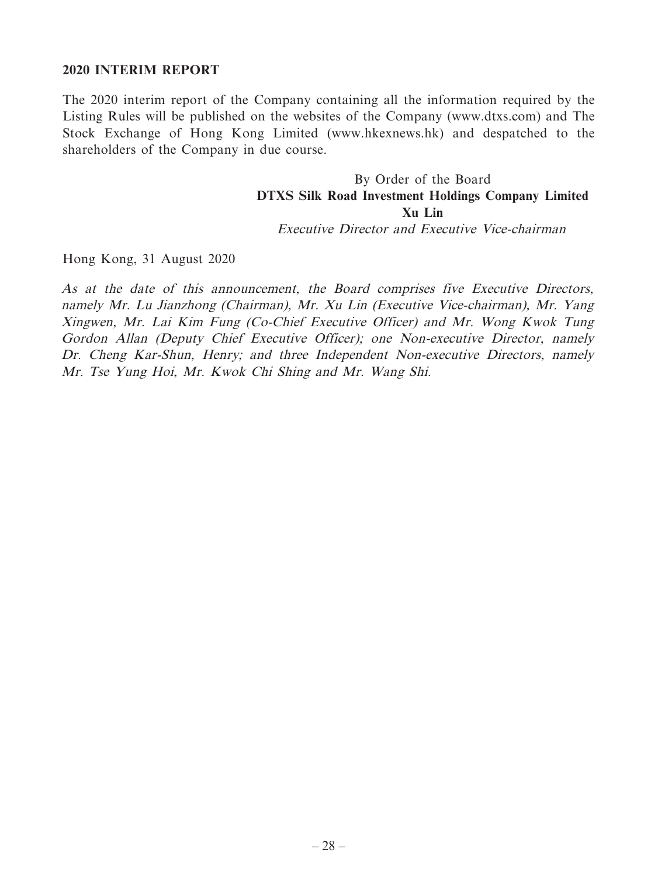## 2020 INTERIM REPORT

The 2020 interim report of the Company containing all the information required by the Listing Rules will be published on the websites of the Company (www.dtxs.com) and The Stock Exchange of Hong Kong Limited (www.hkexnews.hk) and despatched to the shareholders of the Company in due course.

By Order of the Board
**DTXS Silk Road Investment Holdings Company Limited**
**Xu Lin**
*Executive Director and Executive Vice-chairman*

Hong Kong, 31 August 2020

*As at the date of this announcement, the Board comprises five Executive Directors, namely Mr. Lu Jianzhong (Chairman), Mr. Xu Lin (Executive Vice-chairman), Mr. Yang Xingwen, Mr. Lai Kim Fung (Co-Chief Executive Officer) and Mr. Wong Kwok Tung Gordon Allan (Deputy Chief Executive Officer); one Non-executive Director, namely Dr. Cheng Kar-Shun, Henry; and three Independent Non-executive Directors, namely Mr. Tse Yung Hoi, Mr. Kwok Chi Shing and Mr. Wang Shi.*